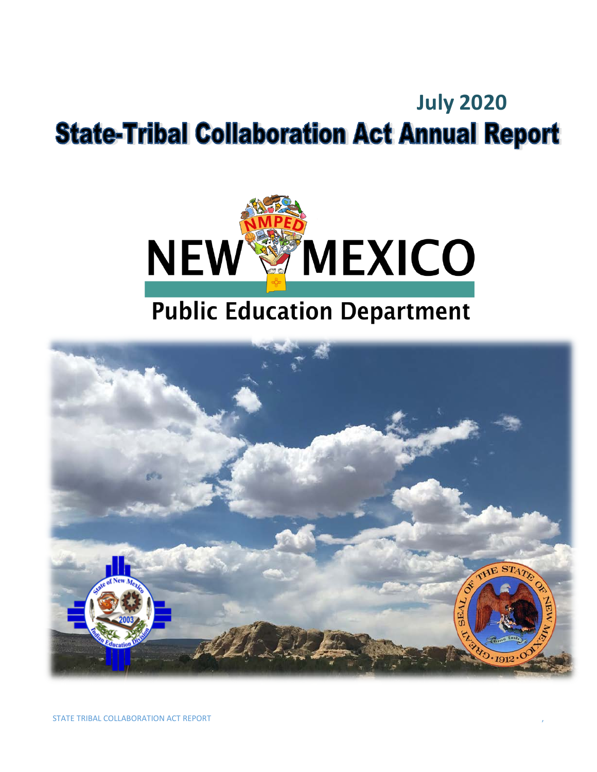July 2020

# State-Tribal Collaboration Act Annual Report

NEW MEXICO

Public Education Department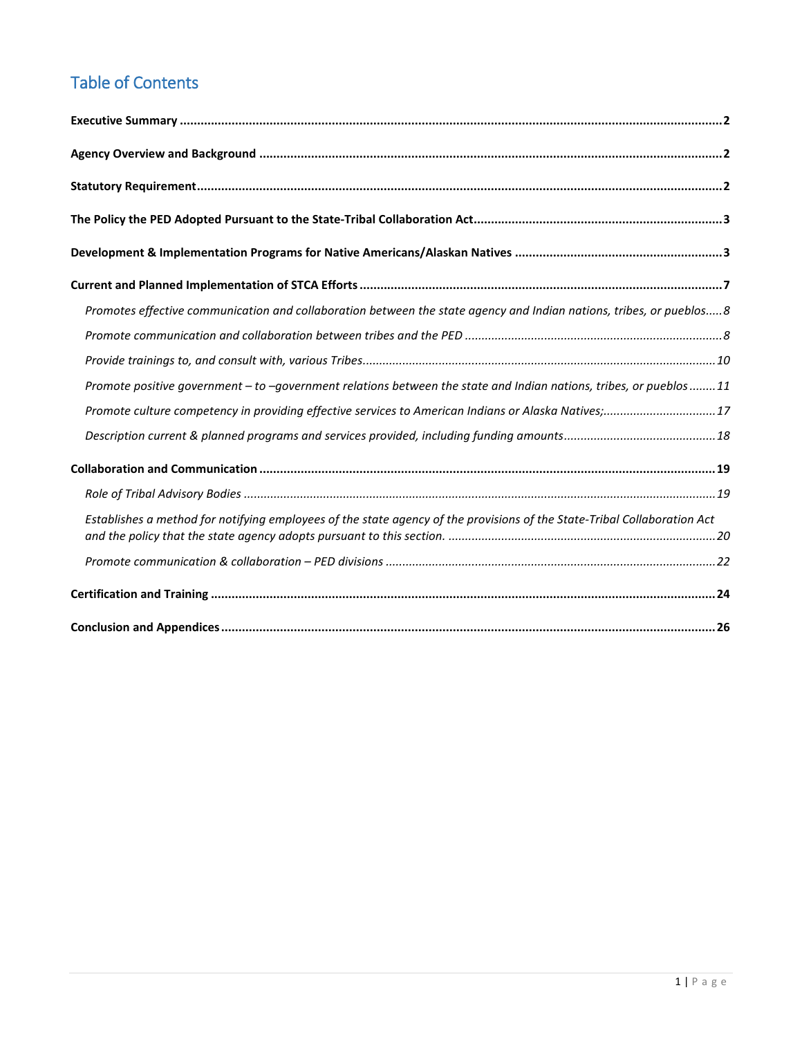# Table of Contents

**Executive Summary** ..... **2**

**Agency Overview and Background** ..... **2**

**Statutory Requirement** ..... **2**

**The Policy the PED Adopted Pursuant to the State-Tribal Collaboration Act** ..... **3**

**Development & Implementation Programs for Native Americans/Alaskan Natives** ..... **3**

**Current and Planned Implementation of STCA Efforts** ..... **7**

- *Promotes effective communication and collaboration between the state agency and Indian nations, tribes, or pueblos* ..... *8*
- *Promote communication and collaboration between tribes and the PED* ..... *8*
- *Provide trainings to, and consult with, various Tribes* ..... *10*
- *Promote positive government – to –government relations between the state and Indian nations, tribes, or pueblos* ..... *11*
- *Promote culture competency in providing effective services to American Indians or Alaska Natives;* ..... *17*
- *Description current & planned programs and services provided, including funding amounts* ..... *18*

**Collaboration and Communication** ..... **19**

- *Role of Tribal Advisory Bodies* ..... *19*
- *Establishes a method for notifying employees of the state agency of the provisions of the State-Tribal Collaboration Act and the policy that the state agency adopts pursuant to this section.* ..... *20*
- *Promote communication & collaboration – PED divisions* ..... *22*

**Certification and Training** ..... **24**

**Conclusion and Appendices** ..... **26**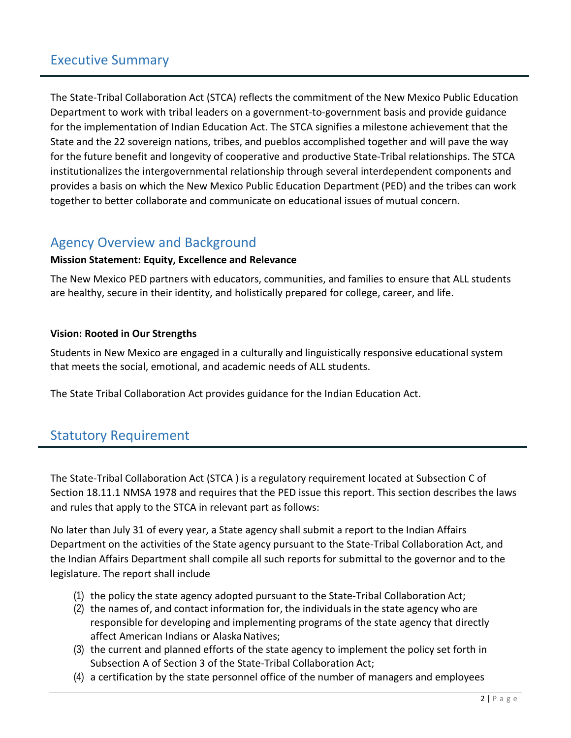## Executive Summary

The State-Tribal Collaboration Act (STCA) reflects the commitment of the New Mexico Public Education Department to work with tribal leaders on a government-to-government basis and provide guidance for the implementation of Indian Education Act. The STCA signifies a milestone achievement that the State and the 22 sovereign nations, tribes, and pueblos accomplished together and will pave the way for the future benefit and longevity of cooperative and productive State-Tribal relationships. The STCA institutionalizes the intergovernmental relationship through several interdependent components and provides a basis on which the New Mexico Public Education Department (PED) and the tribes can work together to better collaborate and communicate on educational issues of mutual concern.

## Agency Overview and Background

**Mission Statement: Equity, Excellence and Relevance**

The New Mexico PED partners with educators, communities, and families to ensure that ALL students are healthy, secure in their identity, and holistically prepared for college, career, and life.

**Vision: Rooted in Our Strengths**

Students in New Mexico are engaged in a culturally and linguistically responsive educational system that meets the social, emotional, and academic needs of ALL students.

The State Tribal Collaboration Act provides guidance for the Indian Education Act.

## Statutory Requirement

The State-Tribal Collaboration Act (STCA ) is a regulatory requirement located at Subsection C of Section 18.11.1 NMSA 1978 and requires that the PED issue this report. This section describes the laws and rules that apply to the STCA in relevant part as follows:

No later than July 31 of every year, a State agency shall submit a report to the Indian Affairs Department on the activities of the State agency pursuant to the State-Tribal Collaboration Act, and the Indian Affairs Department shall compile all such reports for submittal to the governor and to the legislature. The report shall include

(1) the policy the state agency adopted pursuant to the State-Tribal Collaboration Act;
(2) the names of, and contact information for, the individuals in the state agency who are responsible for developing and implementing programs of the state agency that directly affect American Indians or Alaska Natives;
(3) the current and planned efforts of the state agency to implement the policy set forth in Subsection A of Section 3 of the State-Tribal Collaboration Act;
(4) a certification by the state personnel office of the number of managers and employees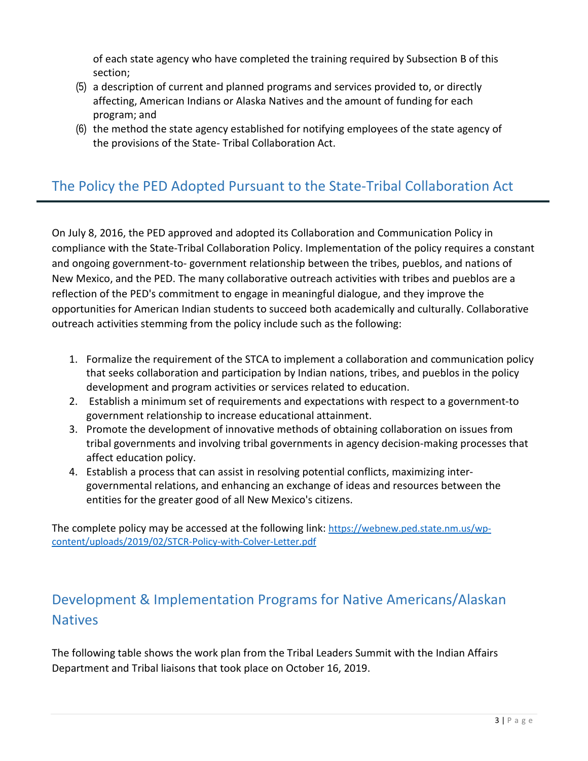of each state agency who have completed the training required by Subsection B of this section;

(5) a description of current and planned programs and services provided to, or directly affecting, American Indians or Alaska Natives and the amount of funding for each program; and

(6) the method the state agency established for notifying employees of the state agency of the provisions of the State- Tribal Collaboration Act.

## The Policy the PED Adopted Pursuant to the State-Tribal Collaboration Act

On July 8, 2016, the PED approved and adopted its Collaboration and Communication Policy in compliance with the State-Tribal Collaboration Policy. Implementation of the policy requires a constant and ongoing government-to- government relationship between the tribes, pueblos, and nations of New Mexico, and the PED. The many collaborative outreach activities with tribes and pueblos are a reflection of the PED's commitment to engage in meaningful dialogue, and they improve the opportunities for American Indian students to succeed both academically and culturally. Collaborative outreach activities stemming from the policy include such as the following:

1. Formalize the requirement of the STCA to implement a collaboration and communication policy that seeks collaboration and participation by Indian nations, tribes, and pueblos in the policy development and program activities or services related to education.
2. Establish a minimum set of requirements and expectations with respect to a government-to government relationship to increase educational attainment.
3. Promote the development of innovative methods of obtaining collaboration on issues from tribal governments and involving tribal governments in agency decision-making processes that affect education policy.
4. Establish a process that can assist in resolving potential conflicts, maximizing inter-governmental relations, and enhancing an exchange of ideas and resources between the entities for the greater good of all New Mexico's citizens.

The complete policy may be accessed at the following link: https://webnew.ped.state.nm.us/wp-content/uploads/2019/02/STCR-Policy-with-Colver-Letter.pdf

## Development & Implementation Programs for Native Americans/Alaskan Natives

The following table shows the work plan from the Tribal Leaders Summit with the Indian Affairs Department and Tribal liaisons that took place on October 16, 2019.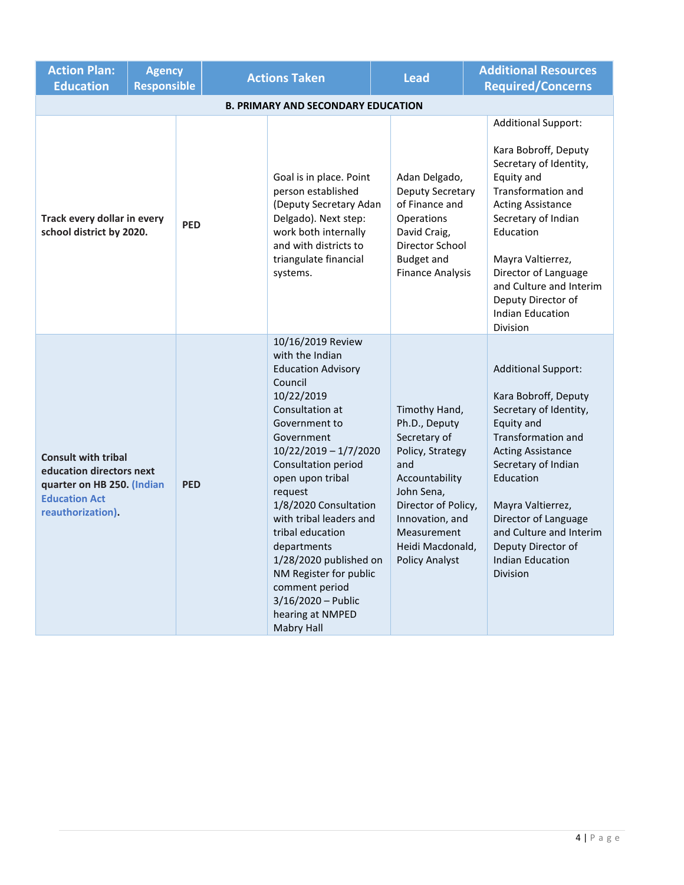| Action Plan: Education | Agency Responsible | Actions Taken | Lead | Additional Resources Required/Concerns |
|---|---|---|---|---|
| **B. PRIMARY AND SECONDARY EDUCATION** | | | | |
| **Track every dollar in every school district by 2020.** | **PED** | Goal is in place. Point person established (Deputy Secretary Adan Delgado). Next step: work both internally and with districts to triangulate financial systems. | Adan Delgado, Deputy Secretary of Finance and Operations<br>David Craig, Director School Budget and Finance Analysis | Additional Support:<br><br>Kara Bobroff, Deputy Secretary of Identity, Equity and Transformation and Acting Assistance Secretary of Indian Education<br><br>Mayra Valtierrez, Director of Language and Culture and Interim Deputy Director of Indian Education Division |
| **Consult with tribal education directors next quarter on HB 250. (Indian Education Act reauthorization).** | **PED** | 10/16/2019 Review with the Indian Education Advisory Council<br>10/22/2019 Consultation at Government to Government<br>10/22/2019 – 1/7/2020 Consultation period open upon tribal request<br>1/8/2020 Consultation with tribal leaders and tribal education departments<br>1/28/2020 published on NM Register for public comment period<br>3/16/2020 – Public hearing at NMPED Mabry Hall | Timothy Hand, Ph.D., Deputy Secretary of Policy, Strategy and Accountability<br>John Sena, Director of Policy, Innovation, and Measurement<br>Heidi Macdonald, Policy Analyst | Additional Support:<br><br>Kara Bobroff, Deputy Secretary of Identity, Equity and Transformation and Acting Assistance Secretary of Indian Education<br><br>Mayra Valtierrez, Director of Language and Culture and Interim Deputy Director of Indian Education Division |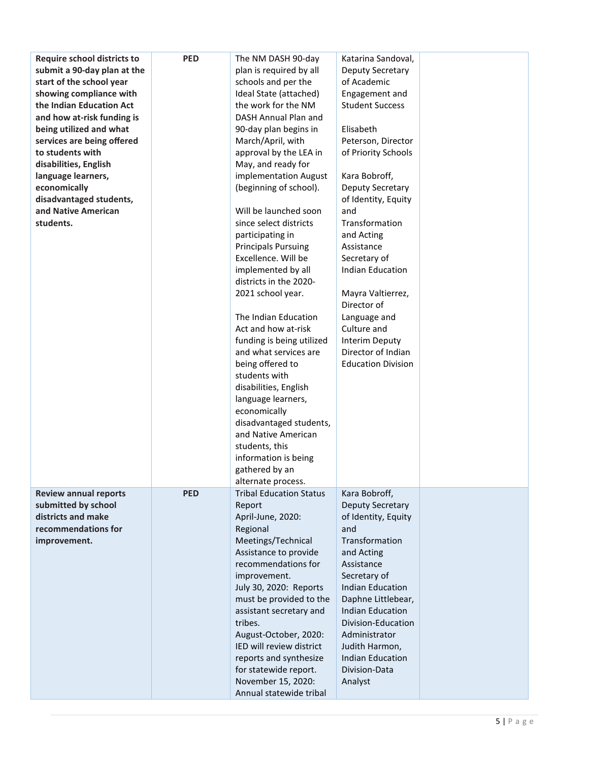| | | | | |
|---|---|---|---|---|
| **Require school districts to submit a 90-day plan at the start of the school year showing compliance with the Indian Education Act and how at-risk funding is being utilized and what services are being offered to students with disabilities, English language learners, economically disadvantaged students, and Native American students.** | **PED** | The NM DASH 90-day plan is required by all schools and per the Ideal State (attached) the work for the NM DASH Annual Plan and 90-day plan begins in March/April, with approval by the LEA in May, and ready for implementation August (beginning of school).<br><br>Will be launched soon since select districts participating in Principals Pursuing Excellence. Will be implemented by all districts in the 2020-2021 school year.<br><br>The Indian Education Act and how at-risk funding is being utilized and what services are being offered to students with disabilities, English language learners, economically disadvantaged students, and Native American students, this information is being gathered by an alternate process. | Katarina Sandoval, Deputy Secretary of Academic Engagement and Student Success<br><br>Elisabeth Peterson, Director of Priority Schools<br><br>Kara Bobroff, Deputy Secretary of Identity, Equity and Transformation and Acting Assistance Secretary of Indian Education<br><br>Mayra Valtierrez, Director of Language and Culture and Interim Deputy Director of Indian Education Division | |
| **Review annual reports submitted by school districts and make recommendations for improvement.** | **PED** | Tribal Education Status Report<br>April-June, 2020: Regional Meetings/Technical Assistance to provide recommendations for improvement.<br>July 30, 2020: Reports must be provided to the assistant secretary and tribes.<br>August-October, 2020: IED will review district reports and synthesize for statewide report.<br>November 15, 2020: Annual statewide tribal | Kara Bobroff, Deputy Secretary of Identity, Equity and Transformation and Acting Assistance Secretary of Indian Education<br>Daphne Littlebear, Indian Education Division-Education Administrator<br>Judith Harmon, Indian Education Division-Data Analyst | |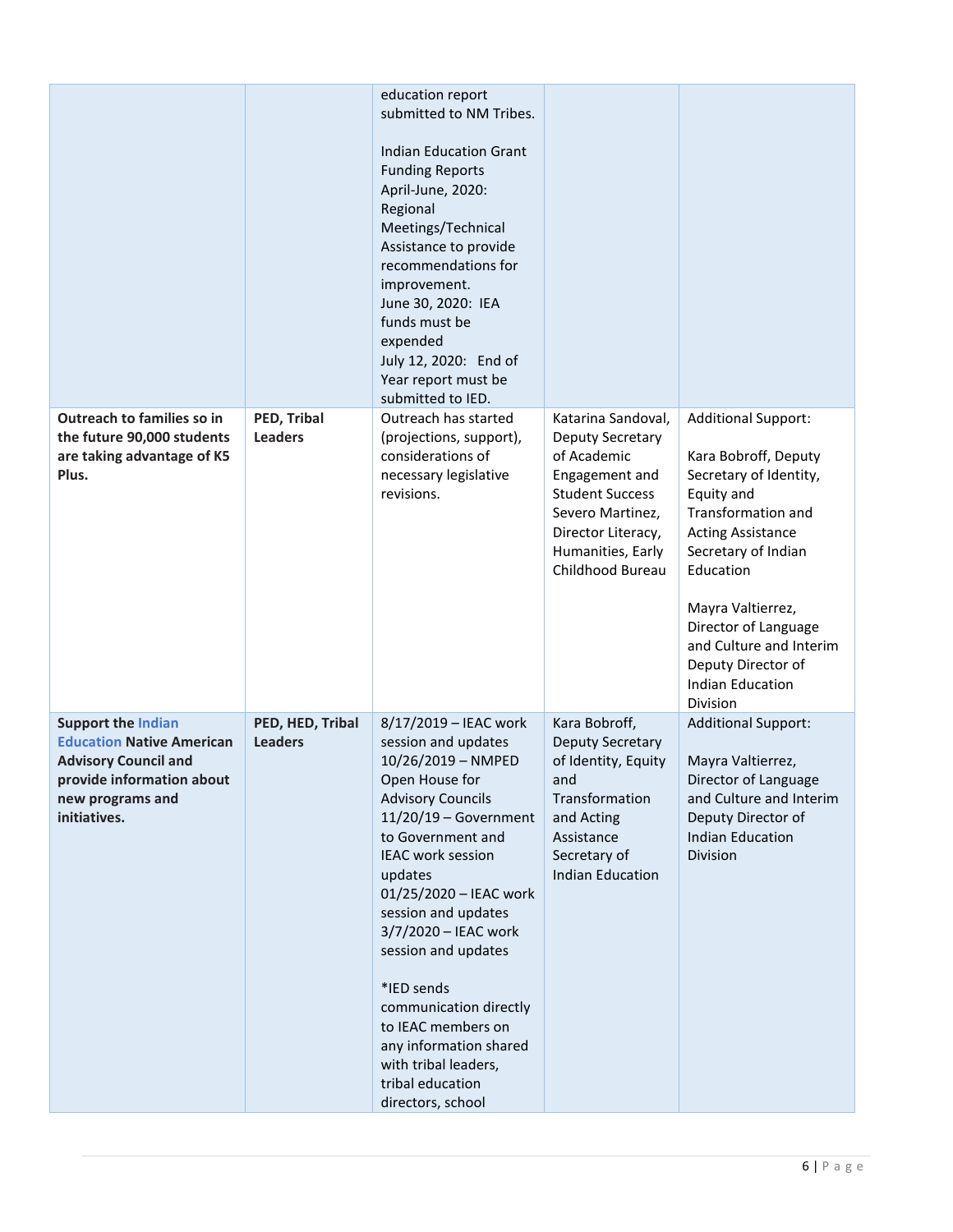| | | | | |
|---|---|---|---|---|
| | | education report submitted to NM Tribes.<br><br>Indian Education Grant Funding Reports April-June, 2020: Regional Meetings/Technical Assistance to provide recommendations for improvement.<br>June 30, 2020: IEA funds must be expended<br>July 12, 2020: End of Year report must be submitted to IED. | | |
| **Outreach to families so in the future 90,000 students are taking advantage of K5 Plus.** | **PED, Tribal Leaders** | Outreach has started (projections, support), considerations of necessary legislative revisions. | Katarina Sandoval, Deputy Secretary of Academic Engagement and Student Success<br>Severo Martinez, Director Literacy, Humanities, Early Childhood Bureau | Additional Support:<br><br>Kara Bobroff, Deputy Secretary of Identity, Equity and Transformation and Acting Assistance Secretary of Indian Education<br><br>Mayra Valtierrez, Director of Language and Culture and Interim Deputy Director of Indian Education Division |
| **Support the Indian Education Native American Advisory Council and provide information about new programs and initiatives.** | **PED, HED, Tribal Leaders** | 8/17/2019 – IEAC work session and updates<br>10/26/2019 – NMPED Open House for Advisory Councils<br>11/20/19 – Government to Government and IEAC work session updates<br>01/25/2020 – IEAC work session and updates<br>3/7/2020 – IEAC work session and updates<br><br>*IED sends communication directly to IEAC members on any information shared with tribal leaders, tribal education directors, school | Kara Bobroff, Deputy Secretary of Identity, Equity and Transformation and Acting Assistance Secretary of Indian Education | Additional Support:<br><br>Mayra Valtierrez, Director of Language and Culture and Interim Deputy Director of Indian Education Division |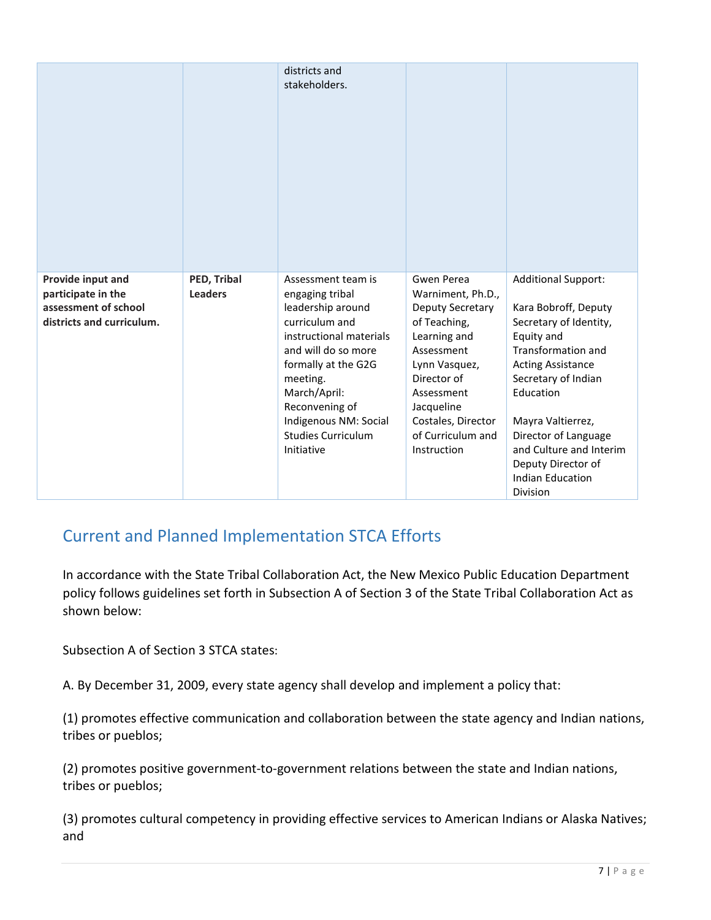| | | districts and stakeholders. | | |
| --- | --- | --- | --- | --- |
| **Provide input and participate in the assessment of school districts and curriculum.** | **PED, Tribal Leaders** | Assessment team is engaging tribal leadership around curriculum and instructional materials and will do so more formally at the G2G meeting.<br>March/April: Reconvening of Indigenous NM: Social Studies Curriculum Initiative | Gwen Perea Warniment, Ph.D., Deputy Secretary of Teaching, Learning and Assessment<br>Lynn Vasquez, Director of Assessment<br>Jacqueline Costales, Director of Curriculum and Instruction | Additional Support:<br><br>Kara Bobroff, Deputy Secretary of Identity, Equity and Transformation and Acting Assistance Secretary of Indian Education<br><br>Mayra Valtierrez, Director of Language and Culture and Interim Deputy Director of Indian Education Division |

## Current and Planned Implementation STCA Efforts

In accordance with the State Tribal Collaboration Act, the New Mexico Public Education Department policy follows guidelines set forth in Subsection A of Section 3 of the State Tribal Collaboration Act as shown below:

Subsection A of Section 3 STCA states:

A. By December 31, 2009, every state agency shall develop and implement a policy that:

(1) promotes effective communication and collaboration between the state agency and Indian nations, tribes or pueblos;

(2) promotes positive government-to-government relations between the state and Indian nations, tribes or pueblos;

(3) promotes cultural competency in providing effective services to American Indians or Alaska Natives; and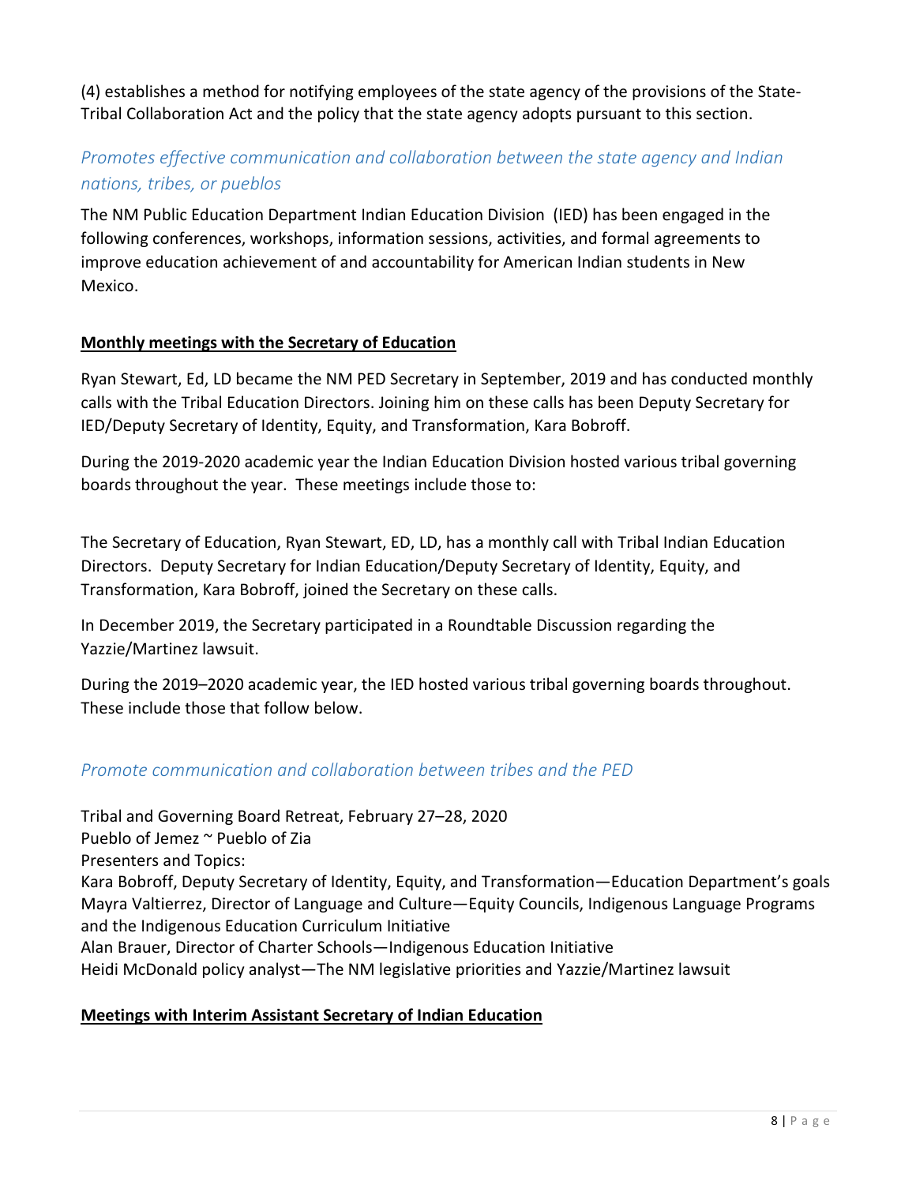(4) establishes a method for notifying employees of the state agency of the provisions of the State-Tribal Collaboration Act and the policy that the state agency adopts pursuant to this section.

### *Promotes effective communication and collaboration between the state agency and Indian nations, tribes, or pueblos*

The NM Public Education Department Indian Education Division (IED) has been engaged in the following conferences, workshops, information sessions, activities, and formal agreements to improve education achievement of and accountability for American Indian students in New Mexico.

**Monthly meetings with the Secretary of Education**

Ryan Stewart, Ed, LD became the NM PED Secretary in September, 2019 and has conducted monthly calls with the Tribal Education Directors. Joining him on these calls has been Deputy Secretary for IED/Deputy Secretary of Identity, Equity, and Transformation, Kara Bobroff.

During the 2019-2020 academic year the Indian Education Division hosted various tribal governing boards throughout the year. These meetings include those to:

The Secretary of Education, Ryan Stewart, ED, LD, has a monthly call with Tribal Indian Education Directors. Deputy Secretary for Indian Education/Deputy Secretary of Identity, Equity, and Transformation, Kara Bobroff, joined the Secretary on these calls.

In December 2019, the Secretary participated in a Roundtable Discussion regarding the Yazzie/Martinez lawsuit.

During the 2019–2020 academic year, the IED hosted various tribal governing boards throughout. These include those that follow below.

### *Promote communication and collaboration between tribes and the PED*

Tribal and Governing Board Retreat, February 27–28, 2020
Pueblo of Jemez ~ Pueblo of Zia
Presenters and Topics:
Kara Bobroff, Deputy Secretary of Identity, Equity, and Transformation—Education Department's goals
Mayra Valtierrez, Director of Language and Culture—Equity Councils, Indigenous Language Programs and the Indigenous Education Curriculum Initiative
Alan Brauer, Director of Charter Schools—Indigenous Education Initiative
Heidi McDonald policy analyst—The NM legislative priorities and Yazzie/Martinez lawsuit

**Meetings with Interim Assistant Secretary of Indian Education**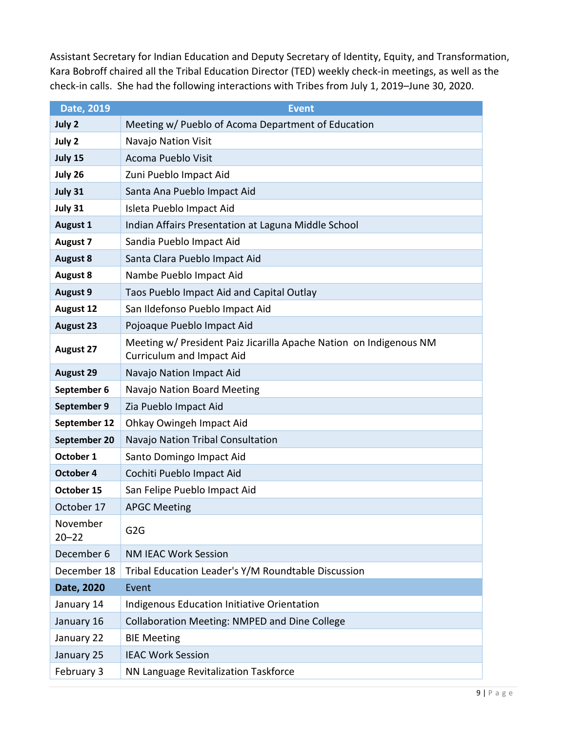Assistant Secretary for Indian Education and Deputy Secretary of Identity, Equity, and Transformation, Kara Bobroff chaired all the Tribal Education Director (TED) weekly check-in meetings, as well as the check-in calls. She had the following interactions with Tribes from July 1, 2019–June 30, 2020.

| Date, 2019 | Event |
|---|---|
| **July 2** | Meeting w/ Pueblo of Acoma Department of Education |
| **July 2** | Navajo Nation Visit |
| **July 15** | Acoma Pueblo Visit |
| **July 26** | Zuni Pueblo Impact Aid |
| **July 31** | Santa Ana Pueblo Impact Aid |
| **July 31** | Isleta Pueblo Impact Aid |
| **August 1** | Indian Affairs Presentation at Laguna Middle School |
| **August 7** | Sandia Pueblo Impact Aid |
| **August 8** | Santa Clara Pueblo Impact Aid |
| **August 8** | Nambe Pueblo Impact Aid |
| **August 9** | Taos Pueblo Impact Aid and Capital Outlay |
| **August 12** | San Ildefonso Pueblo Impact Aid |
| **August 23** | Pojoaque Pueblo Impact Aid |
| **August 27** | Meeting w/ President Paiz Jicarilla Apache Nation on Indigenous NM Curriculum and Impact Aid |
| **August 29** | Navajo Nation Impact Aid |
| **September 6** | Navajo Nation Board Meeting |
| **September 9** | Zia Pueblo Impact Aid |
| **September 12** | Ohkay Owingeh Impact Aid |
| **September 20** | Navajo Nation Tribal Consultation |
| **October 1** | Santo Domingo Impact Aid |
| **October 4** | Cochiti Pueblo Impact Aid |
| **October 15** | San Felipe Pueblo Impact Aid |
| October 17 | APGC Meeting |
| November 20–22 | G2G |
| December 6 | NM IEAC Work Session |
| December 18 | Tribal Education Leader's Y/M Roundtable Discussion |
| **Date, 2020** | Event |
| January 14 | Indigenous Education Initiative Orientation |
| January 16 | Collaboration Meeting: NMPED and Dine College |
| January 22 | BIE Meeting |
| January 25 | IEAC Work Session |
| February 3 | NN Language Revitalization Taskforce |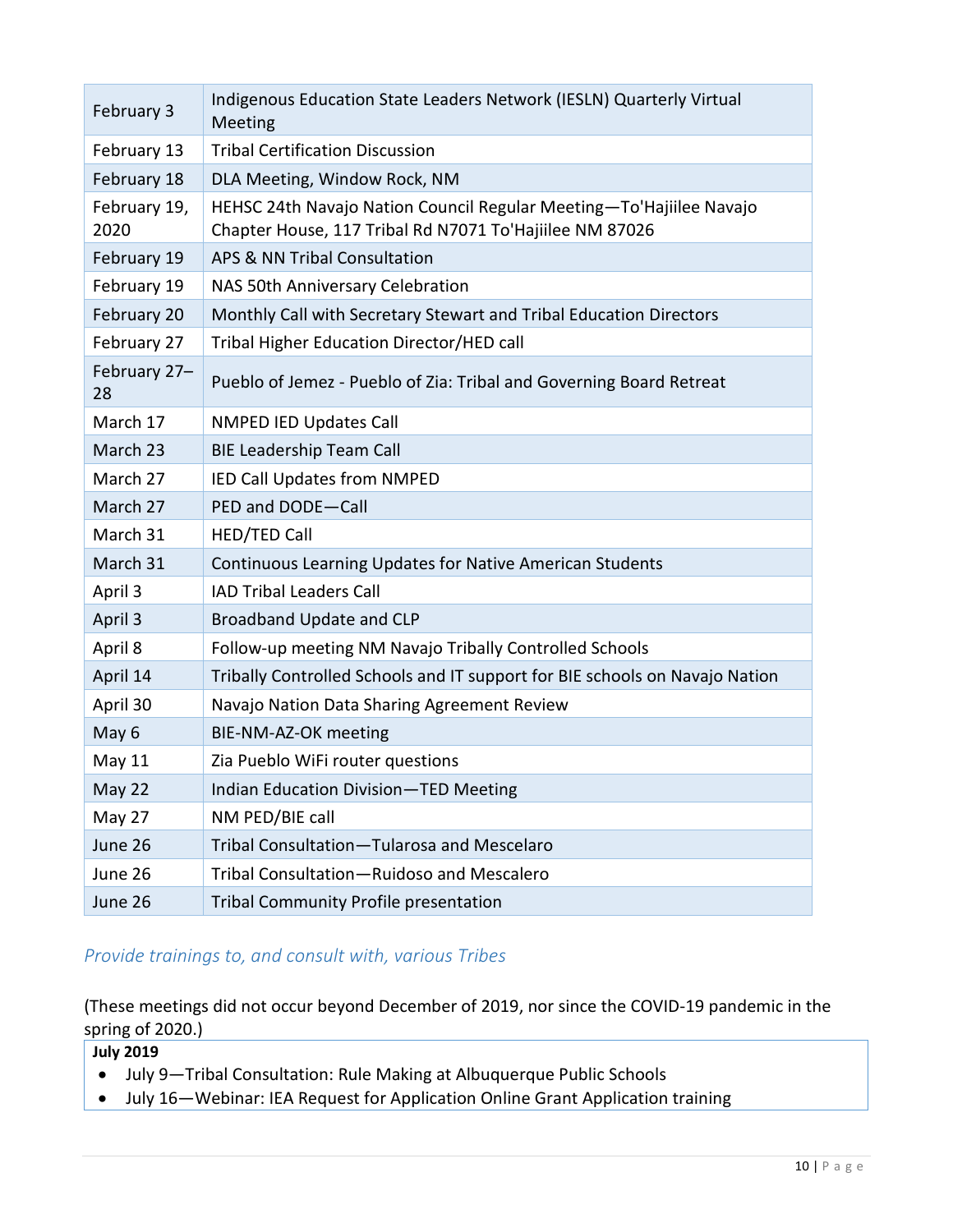| February 3 | Indigenous Education State Leaders Network (IESLN) Quarterly Virtual Meeting |
|---|---|
| February 13 | Tribal Certification Discussion |
| February 18 | DLA Meeting, Window Rock, NM |
| February 19, 2020 | HEHSC 24th Navajo Nation Council Regular Meeting—To'Hajiilee Navajo Chapter House, 117 Tribal Rd N7071 To'Hajiilee NM 87026 |
| February 19 | APS & NN Tribal Consultation |
| February 19 | NAS 50th Anniversary Celebration |
| February 20 | Monthly Call with Secretary Stewart and Tribal Education Directors |
| February 27 | Tribal Higher Education Director/HED call |
| February 27–28 | Pueblo of Jemez - Pueblo of Zia: Tribal and Governing Board Retreat |
| March 17 | NMPED IED Updates Call |
| March 23 | BIE Leadership Team Call |
| March 27 | IED Call Updates from NMPED |
| March 27 | PED and DODE—Call |
| March 31 | HED/TED Call |
| March 31 | Continuous Learning Updates for Native American Students |
| April 3 | IAD Tribal Leaders Call |
| April 3 | Broadband Update and CLP |
| April 8 | Follow-up meeting NM Navajo Tribally Controlled Schools |
| April 14 | Tribally Controlled Schools and IT support for BIE schools on Navajo Nation |
| April 30 | Navajo Nation Data Sharing Agreement Review |
| May 6 | BIE-NM-AZ-OK meeting |
| May 11 | Zia Pueblo WiFi router questions |
| May 22 | Indian Education Division—TED Meeting |
| May 27 | NM PED/BIE call |
| June 26 | Tribal Consultation—Tularosa and Mescelaro |
| June 26 | Tribal Consultation—Ruidoso and Mescalero |
| June 26 | Tribal Community Profile presentation |

### *Provide trainings to, and consult with, various Tribes*

(These meetings did not occur beyond December of 2019, nor since the COVID-19 pandemic in the spring of 2020.)

**July 2019**

- July 9—Tribal Consultation: Rule Making at Albuquerque Public Schools
- July 16—Webinar: IEA Request for Application Online Grant Application training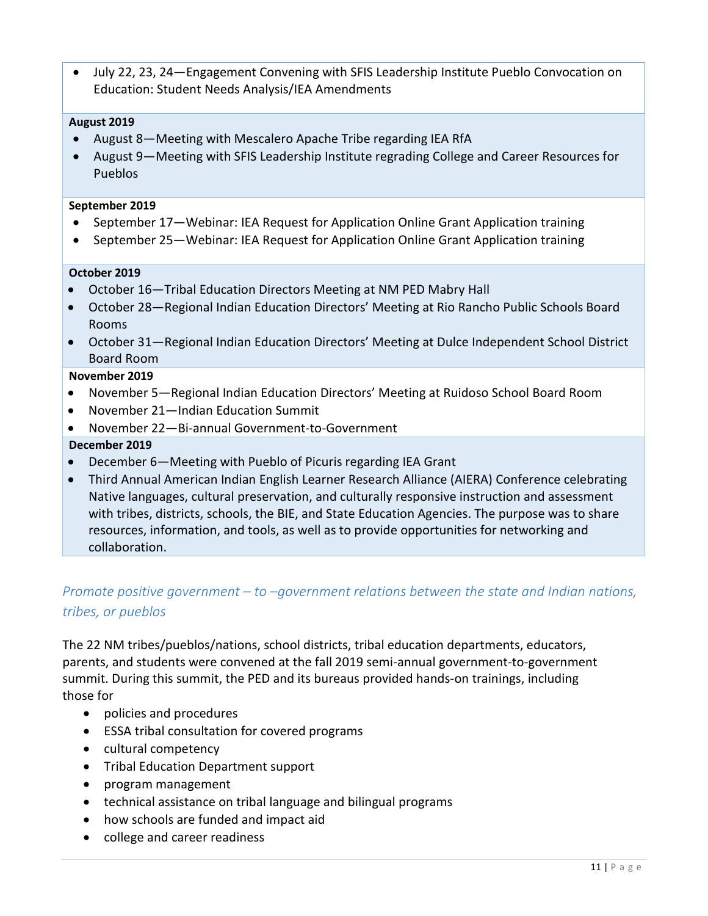- July 22, 23, 24—Engagement Convening with SFIS Leadership Institute Pueblo Convocation on Education: Student Needs Analysis/IEA Amendments

**August 2019**

- August 8—Meeting with Mescalero Apache Tribe regarding IEA RfA
- August 9—Meeting with SFIS Leadership Institute regrading College and Career Resources for Pueblos

**September 2019**

- September 17—Webinar: IEA Request for Application Online Grant Application training
- September 25—Webinar: IEA Request for Application Online Grant Application training

**October 2019**

- October 16—Tribal Education Directors Meeting at NM PED Mabry Hall
- October 28—Regional Indian Education Directors' Meeting at Rio Rancho Public Schools Board Rooms
- October 31—Regional Indian Education Directors' Meeting at Dulce Independent School District Board Room

**November 2019**

- November 5—Regional Indian Education Directors' Meeting at Ruidoso School Board Room
- November 21—Indian Education Summit
- November 22—Bi-annual Government-to-Government

**December 2019**

- December 6—Meeting with Pueblo of Picuris regarding IEA Grant
- Third Annual American Indian English Learner Research Alliance (AIERA) Conference celebrating Native languages, cultural preservation, and culturally responsive instruction and assessment with tribes, districts, schools, the BIE, and State Education Agencies. The purpose was to share resources, information, and tools, as well as to provide opportunities for networking and collaboration.

### *Promote positive government – to –government relations between the state and Indian nations, tribes, or pueblos*

The 22 NM tribes/pueblos/nations, school districts, tribal education departments, educators, parents, and students were convened at the fall 2019 semi-annual government-to-government summit. During this summit, the PED and its bureaus provided hands-on trainings, including those for

- policies and procedures
- ESSA tribal consultation for covered programs
- cultural competency
- Tribal Education Department support
- program management
- technical assistance on tribal language and bilingual programs
- how schools are funded and impact aid
- college and career readiness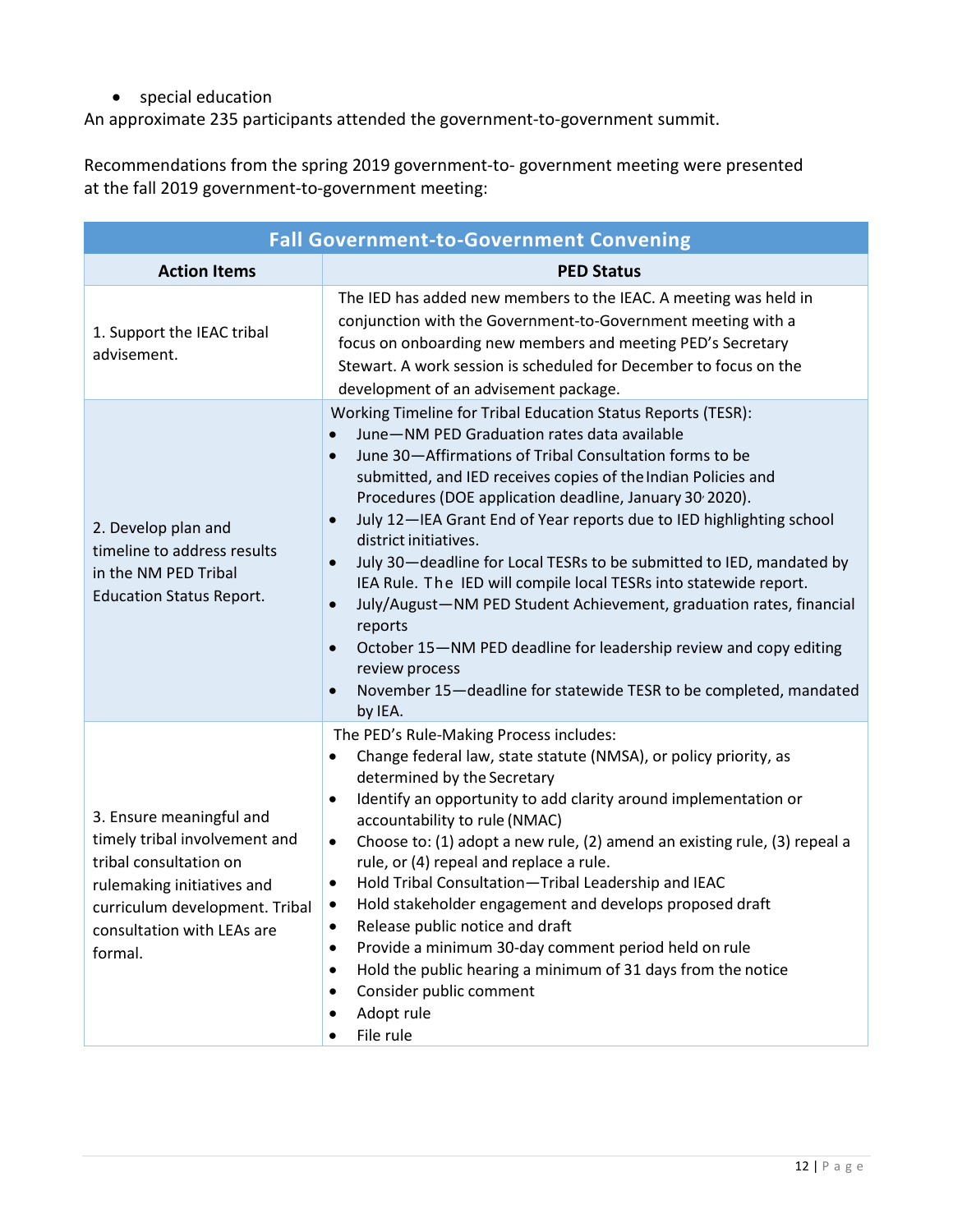- special education

An approximate 235 participants attended the government-to-government summit.

Recommendations from the spring 2019 government-to- government meeting were presented at the fall 2019 government-to-government meeting:

| Fall Government-to-Government Convening | |
|---|---|
| **Action Items** | **PED Status** |
| 1. Support the IEAC tribal advisement. | The IED has added new members to the IEAC. A meeting was held in conjunction with the Government-to-Government meeting with a focus on onboarding new members and meeting PED's Secretary Stewart. A work session is scheduled for December to focus on the development of an advisement package. |
| 2. Develop plan and timeline to address results in the NM PED Tribal Education Status Report. | Working Timeline for Tribal Education Status Reports (TESR): <br>• June—NM PED Graduation rates data available <br>• June 30—Affirmations of Tribal Consultation forms to be submitted, and IED receives copies of the Indian Policies and Procedures (DOE application deadline, January 30, 2020). <br>• July 12—IEA Grant End of Year reports due to IED highlighting school district initiatives. <br>• July 30—deadline for Local TESRs to be submitted to IED, mandated by IEA Rule. The IED will compile local TESRs into statewide report. <br>• July/August—NM PED Student Achievement, graduation rates, financial reports <br>• October 15—NM PED deadline for leadership review and copy editing review process <br>• November 15—deadline for statewide TESR to be completed, mandated by IEA. |
| 3. Ensure meaningful and timely tribal involvement and tribal consultation on rulemaking initiatives and curriculum development. Tribal consultation with LEAs are formal. | The PED's Rule-Making Process includes: <br>• Change federal law, state statute (NMSA), or policy priority, as determined by the Secretary <br>• Identify an opportunity to add clarity around implementation or accountability to rule (NMAC) <br>• Choose to: (1) adopt a new rule, (2) amend an existing rule, (3) repeal a rule, or (4) repeal and replace a rule. <br>• Hold Tribal Consultation—Tribal Leadership and IEAC <br>• Hold stakeholder engagement and develops proposed draft <br>• Release public notice and draft <br>• Provide a minimum 30-day comment period held on rule <br>• Hold the public hearing a minimum of 31 days from the notice <br>• Consider public comment <br>• Adopt rule <br>• File rule |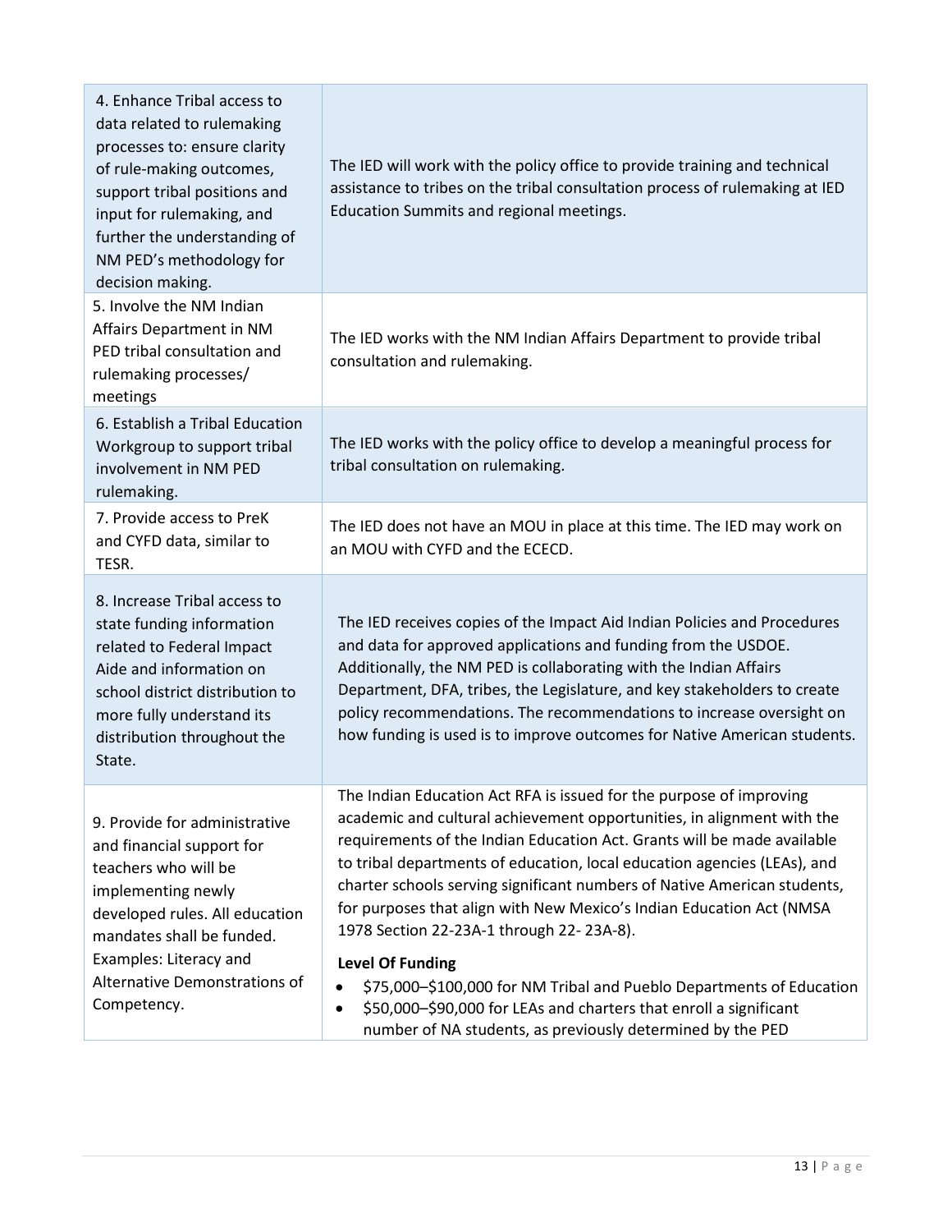| | |
|---|---|
| 4. Enhance Tribal access to data related to rulemaking processes to: ensure clarity of rule-making outcomes, support tribal positions and input for rulemaking, and further the understanding of NM PED's methodology for decision making. | The IED will work with the policy office to provide training and technical assistance to tribes on the tribal consultation process of rulemaking at IED Education Summits and regional meetings. |
| 5. Involve the NM Indian Affairs Department in NM PED tribal consultation and rulemaking processes/ meetings | The IED works with the NM Indian Affairs Department to provide tribal consultation and rulemaking. |
| 6. Establish a Tribal Education Workgroup to support tribal involvement in NM PED rulemaking. | The IED works with the policy office to develop a meaningful process for tribal consultation on rulemaking. |
| 7. Provide access to PreK and CYFD data, similar to TESR. | The IED does not have an MOU in place at this time. The IED may work on an MOU with CYFD and the ECECD. |
| 8. Increase Tribal access to state funding information related to Federal Impact Aide and information on school district distribution to more fully understand its distribution throughout the State. | The IED receives copies of the Impact Aid Indian Policies and Procedures and data for approved applications and funding from the USDOE. Additionally, the NM PED is collaborating with the Indian Affairs Department, DFA, tribes, the Legislature, and key stakeholders to create policy recommendations. The recommendations to increase oversight on how funding is used is to improve outcomes for Native American students. |
| 9. Provide for administrative and financial support for teachers who will be implementing newly developed rules. All education mandates shall be funded. Examples: Literacy and Alternative Demonstrations of Competency. | The Indian Education Act RFA is issued for the purpose of improving academic and cultural achievement opportunities, in alignment with the requirements of the Indian Education Act. Grants will be made available to tribal departments of education, local education agencies (LEAs), and charter schools serving significant numbers of Native American students, for purposes that align with New Mexico's Indian Education Act (NMSA 1978 Section 22-23A-1 through 22- 23A-8).<br><br>**Level Of Funding**<br>• $75,000–$100,000 for NM Tribal and Pueblo Departments of Education<br>• $50,000–$90,000 for LEAs and charters that enroll a significant number of NA students, as previously determined by the PED |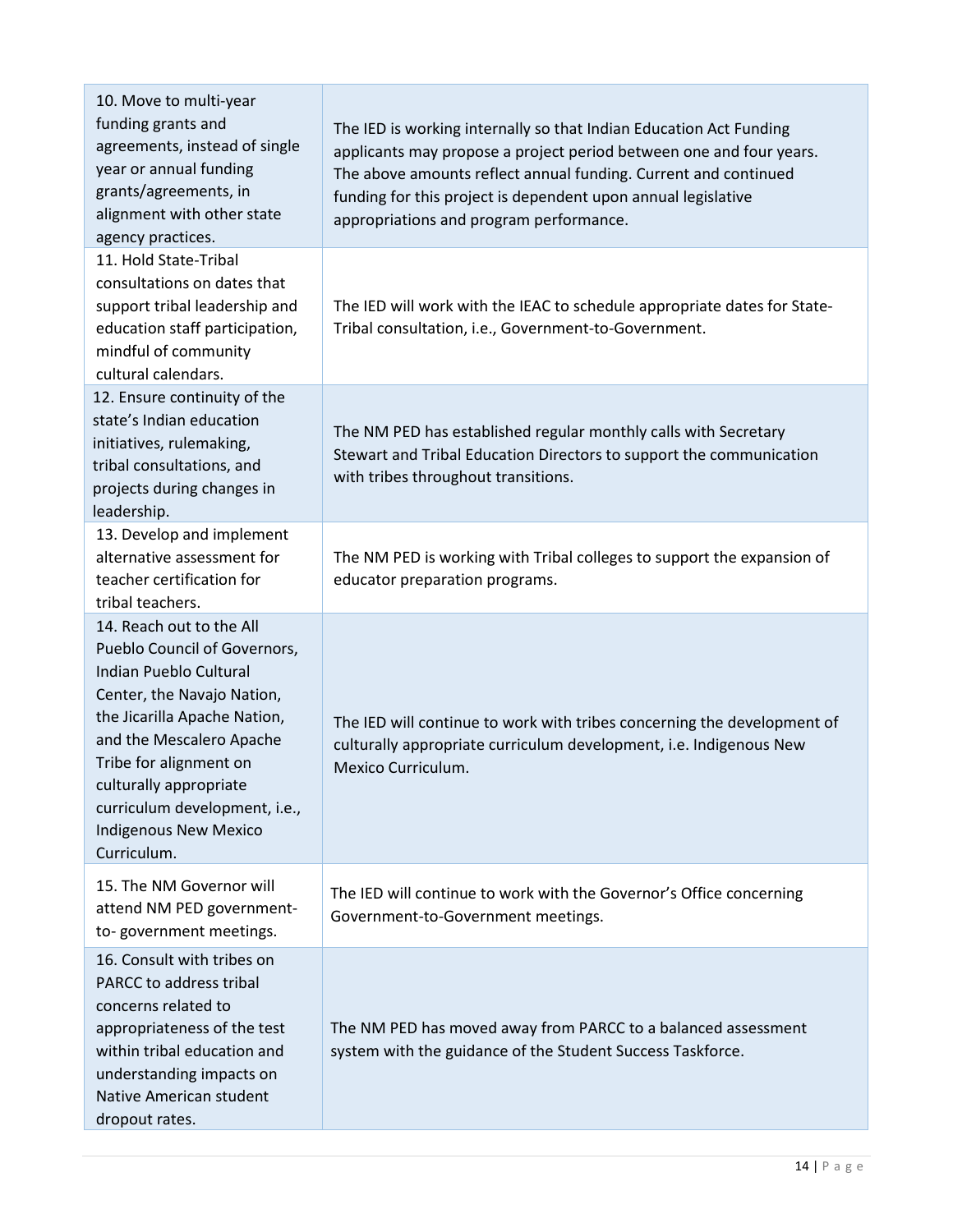| | |
|---|---|
| 10. Move to multi-year funding grants and agreements, instead of single year or annual funding grants/agreements, in alignment with other state agency practices. | The IED is working internally so that Indian Education Act Funding applicants may propose a project period between one and four years. The above amounts reflect annual funding. Current and continued funding for this project is dependent upon annual legislative appropriations and program performance. |
| 11. Hold State-Tribal consultations on dates that support tribal leadership and education staff participation, mindful of community cultural calendars. | The IED will work with the IEAC to schedule appropriate dates for State-Tribal consultation, i.e., Government-to-Government. |
| 12. Ensure continuity of the state's Indian education initiatives, rulemaking, tribal consultations, and projects during changes in leadership. | The NM PED has established regular monthly calls with Secretary Stewart and Tribal Education Directors to support the communication with tribes throughout transitions. |
| 13. Develop and implement alternative assessment for teacher certification for tribal teachers. | The NM PED is working with Tribal colleges to support the expansion of educator preparation programs. |
| 14. Reach out to the All Pueblo Council of Governors, Indian Pueblo Cultural Center, the Navajo Nation, the Jicarilla Apache Nation, and the Mescalero Apache Tribe for alignment on culturally appropriate curriculum development, i.e., Indigenous New Mexico Curriculum. | The IED will continue to work with tribes concerning the development of culturally appropriate curriculum development, i.e. Indigenous New Mexico Curriculum. |
| 15. The NM Governor will attend NM PED government-to- government meetings. | The IED will continue to work with the Governor's Office concerning Government-to-Government meetings. |
| 16. Consult with tribes on PARCC to address tribal concerns related to appropriateness of the test within tribal education and understanding impacts on Native American student dropout rates. | The NM PED has moved away from PARCC to a balanced assessment system with the guidance of the Student Success Taskforce. |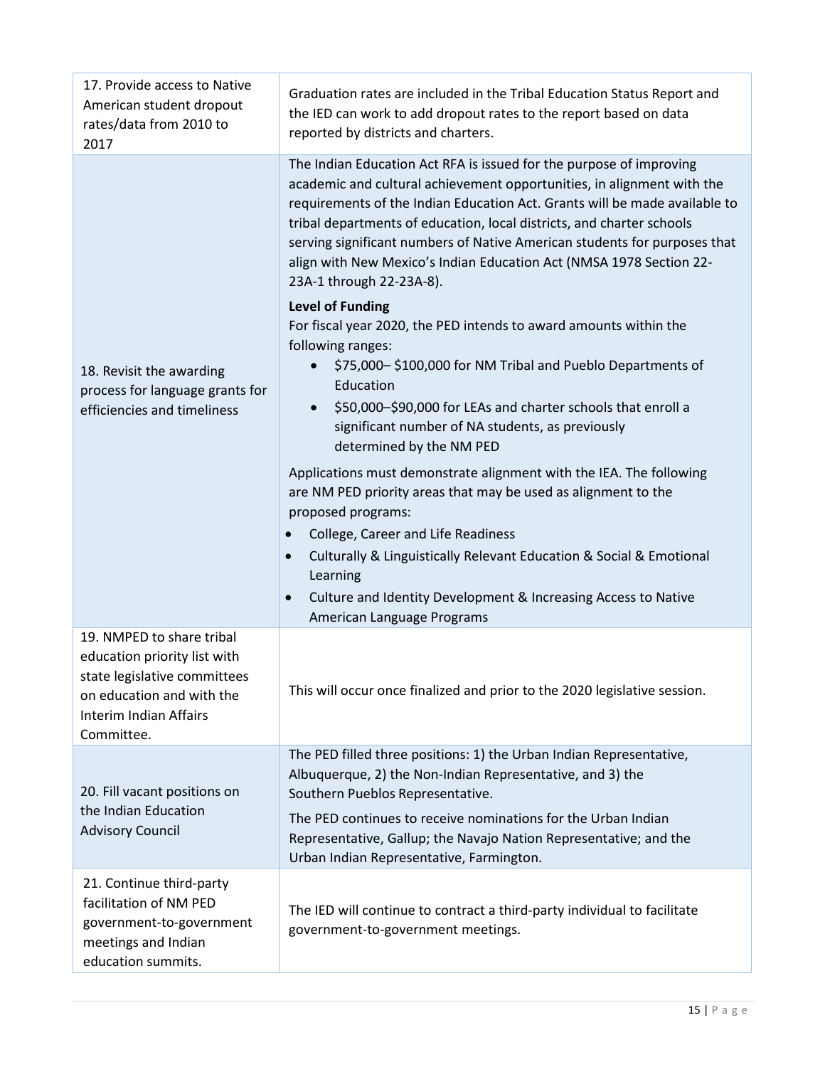| | |
|---|---|
| 17. Provide access to Native American student dropout rates/data from 2010 to 2017 | Graduation rates are included in the Tribal Education Status Report and the IED can work to add dropout rates to the report based on data reported by districts and charters. |
| 18. Revisit the awarding process for language grants for efficiencies and timeliness | The Indian Education Act RFA is issued for the purpose of improving academic and cultural achievement opportunities, in alignment with the requirements of the Indian Education Act. Grants will be made available to tribal departments of education, local districts, and charter schools serving significant numbers of Native American students for purposes that align with New Mexico's Indian Education Act (NMSA 1978 Section 22-23A-1 through 22-23A-8).<br><br>**Level of Funding**<br>For fiscal year 2020, the PED intends to award amounts within the following ranges:<br>• \$75,000– \$100,000 for NM Tribal and Pueblo Departments of Education<br>• \$50,000–\$90,000 for LEAs and charter schools that enroll a significant number of NA students, as previously determined by the NM PED<br><br>Applications must demonstrate alignment with the IEA. The following are NM PED priority areas that may be used as alignment to the proposed programs:<br>• College, Career and Life Readiness<br>• Culturally & Linguistically Relevant Education & Social & Emotional Learning<br>• Culture and Identity Development & Increasing Access to Native American Language Programs |
| 19. NMPED to share tribal education priority list with state legislative committees on education and with the Interim Indian Affairs Committee. | This will occur once finalized and prior to the 2020 legislative session. |
| 20. Fill vacant positions on the Indian Education Advisory Council | The PED filled three positions: 1) the Urban Indian Representative, Albuquerque, 2) the Non-Indian Representative, and 3) the Southern Pueblos Representative.<br><br>The PED continues to receive nominations for the Urban Indian Representative, Gallup; the Navajo Nation Representative; and the Urban Indian Representative, Farmington. |
| 21. Continue third-party facilitation of NM PED government-to-government meetings and Indian education summits. | The IED will continue to contract a third-party individual to facilitate government-to-government meetings. |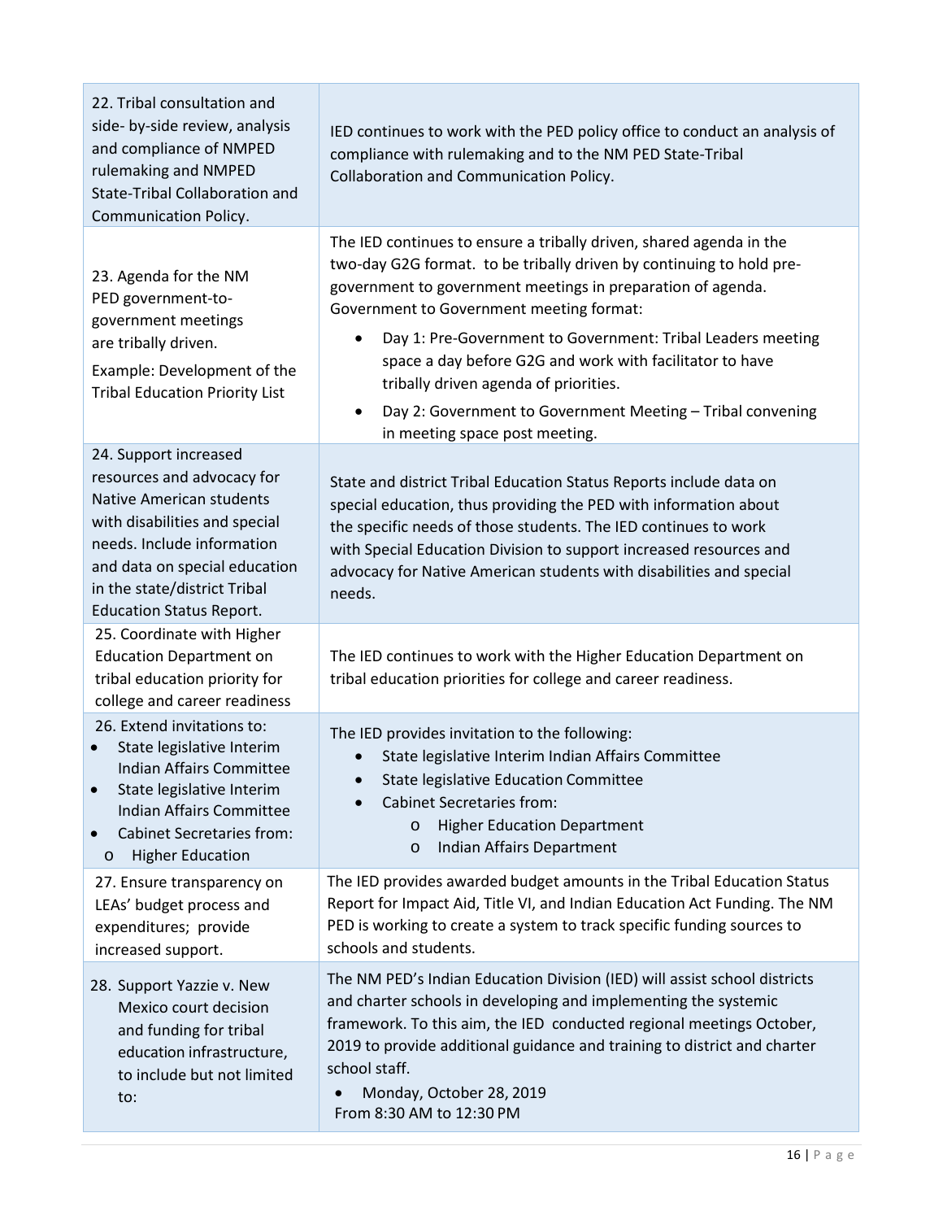| | |
|---|---|
| 22. Tribal consultation and side- by-side review, analysis and compliance of NMPED rulemaking and NMPED State-Tribal Collaboration and Communication Policy. | IED continues to work with the PED policy office to conduct an analysis of compliance with rulemaking and to the NM PED State-Tribal Collaboration and Communication Policy. |
| 23. Agenda for the NM PED government-to-government meetings are tribally driven.<br>Example: Development of the Tribal Education Priority List | The IED continues to ensure a tribally driven, shared agenda in the two-day G2G format. to be tribally driven by continuing to hold pre-government to government meetings in preparation of agenda. Government to Government meeting format:<br>• Day 1: Pre-Government to Government: Tribal Leaders meeting space a day before G2G and work with facilitator to have tribally driven agenda of priorities.<br>• Day 2: Government to Government Meeting – Tribal convening in meeting space post meeting. |
| 24. Support increased resources and advocacy for Native American students with disabilities and special needs. Include information and data on special education in the state/district Tribal Education Status Report. | State and district Tribal Education Status Reports include data on special education, thus providing the PED with information about the specific needs of those students. The IED continues to work with Special Education Division to support increased resources and advocacy for Native American students with disabilities and special needs. |
| 25. Coordinate with Higher Education Department on tribal education priority for college and career readiness | The IED continues to work with the Higher Education Department on tribal education priorities for college and career readiness. |
| 26. Extend invitations to:<br>• State legislative Interim Indian Affairs Committee<br>• State legislative Interim Indian Affairs Committee<br>• Cabinet Secretaries from:<br>o Higher Education | The IED provides invitation to the following:<br>• State legislative Interim Indian Affairs Committee<br>• State legislative Education Committee<br>• Cabinet Secretaries from:<br>o Higher Education Department<br>o Indian Affairs Department |
| 27. Ensure transparency on LEAs' budget process and expenditures; provide increased support. | The IED provides awarded budget amounts in the Tribal Education Status Report for Impact Aid, Title VI, and Indian Education Act Funding. The NM PED is working to create a system to track specific funding sources to schools and students. |
| 28. Support Yazzie v. New Mexico court decision and funding for tribal education infrastructure, to include but not limited to: | The NM PED's Indian Education Division (IED) will assist school districts and charter schools in developing and implementing the systemic framework. To this aim, the IED conducted regional meetings October, 2019 to provide additional guidance and training to district and charter school staff.<br>• Monday, October 28, 2019<br>From 8:30 AM to 12:30 PM |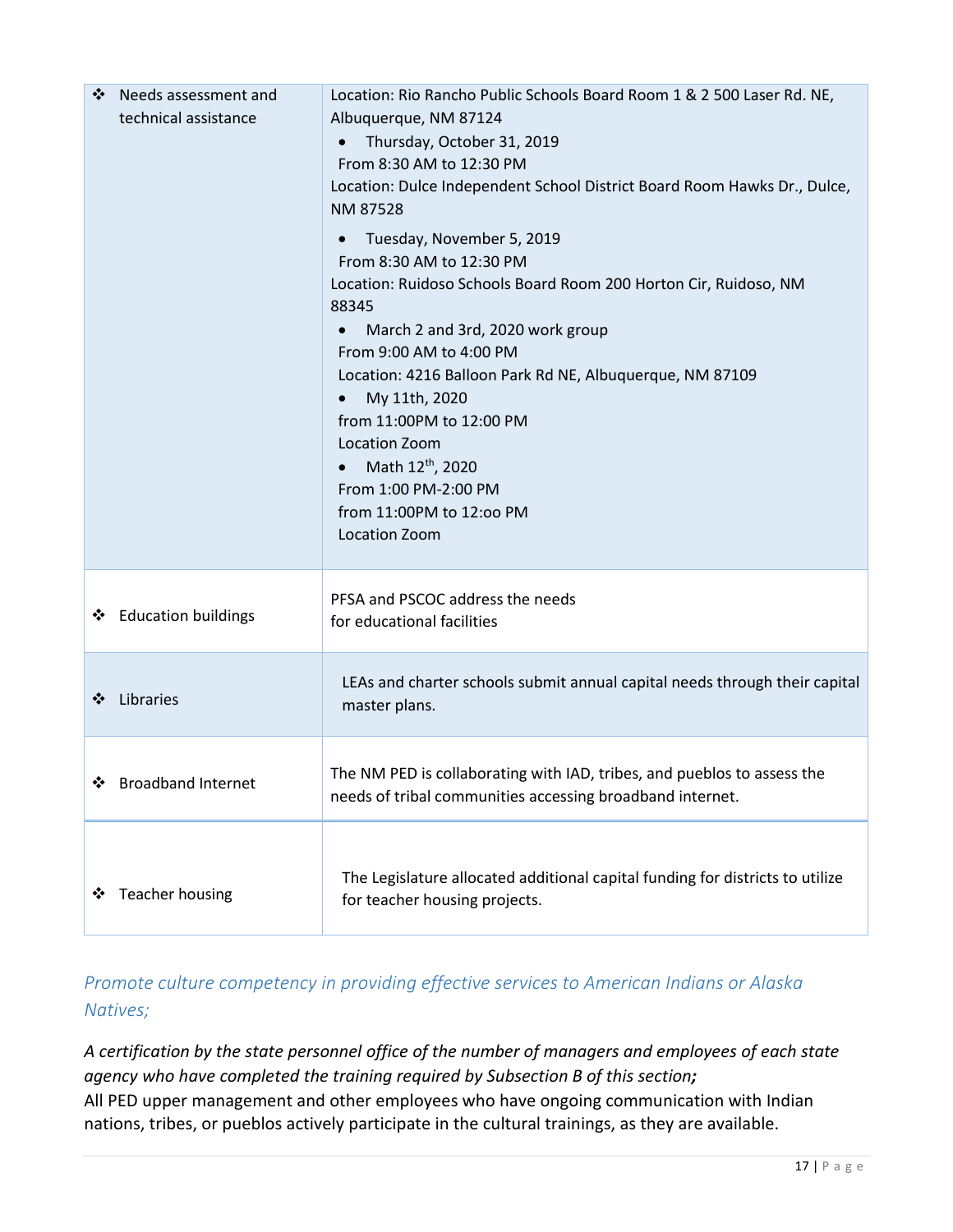| | |
|---|---|
| ❖ Needs assessment and technical assistance | Location: Rio Rancho Public Schools Board Room 1 & 2 500 Laser Rd. NE, Albuquerque, NM 87124<br>• Thursday, October 31, 2019<br>From 8:30 AM to 12:30 PM<br>Location: Dulce Independent School District Board Room Hawks Dr., Dulce, NM 87528<br>• Tuesday, November 5, 2019<br>From 8:30 AM to 12:30 PM<br>Location: Ruidoso Schools Board Room 200 Horton Cir, Ruidoso, NM 88345<br>• March 2 and 3rd, 2020 work group<br>From 9:00 AM to 4:00 PM<br>Location: 4216 Balloon Park Rd NE, Albuquerque, NM 87109<br>• My 11th, 2020<br>from 11:00PM to 12:00 PM<br>Location Zoom<br>• Math 12th, 2020<br>From 1:00 PM-2:00 PM<br>from 11:00PM to 12:oo PM<br>Location Zoom |
| ❖ Education buildings | PFSA and PSCOC address the needs for educational facilities |
| ❖ Libraries | LEAs and charter schools submit annual capital needs through their capital master plans. |
| ❖ Broadband Internet | The NM PED is collaborating with IAD, tribes, and pueblos to assess the needs of tribal communities accessing broadband internet. |
| ❖ Teacher housing | The Legislature allocated additional capital funding for districts to utilize for teacher housing projects. |

*Promote culture competency in providing effective services to American Indians or Alaska Natives;*

*A certification by the state personnel office of the number of managers and employees of each state agency who have completed the training required by Subsection B of this section;*
All PED upper management and other employees who have ongoing communication with Indian nations, tribes, or pueblos actively participate in the cultural trainings, as they are available.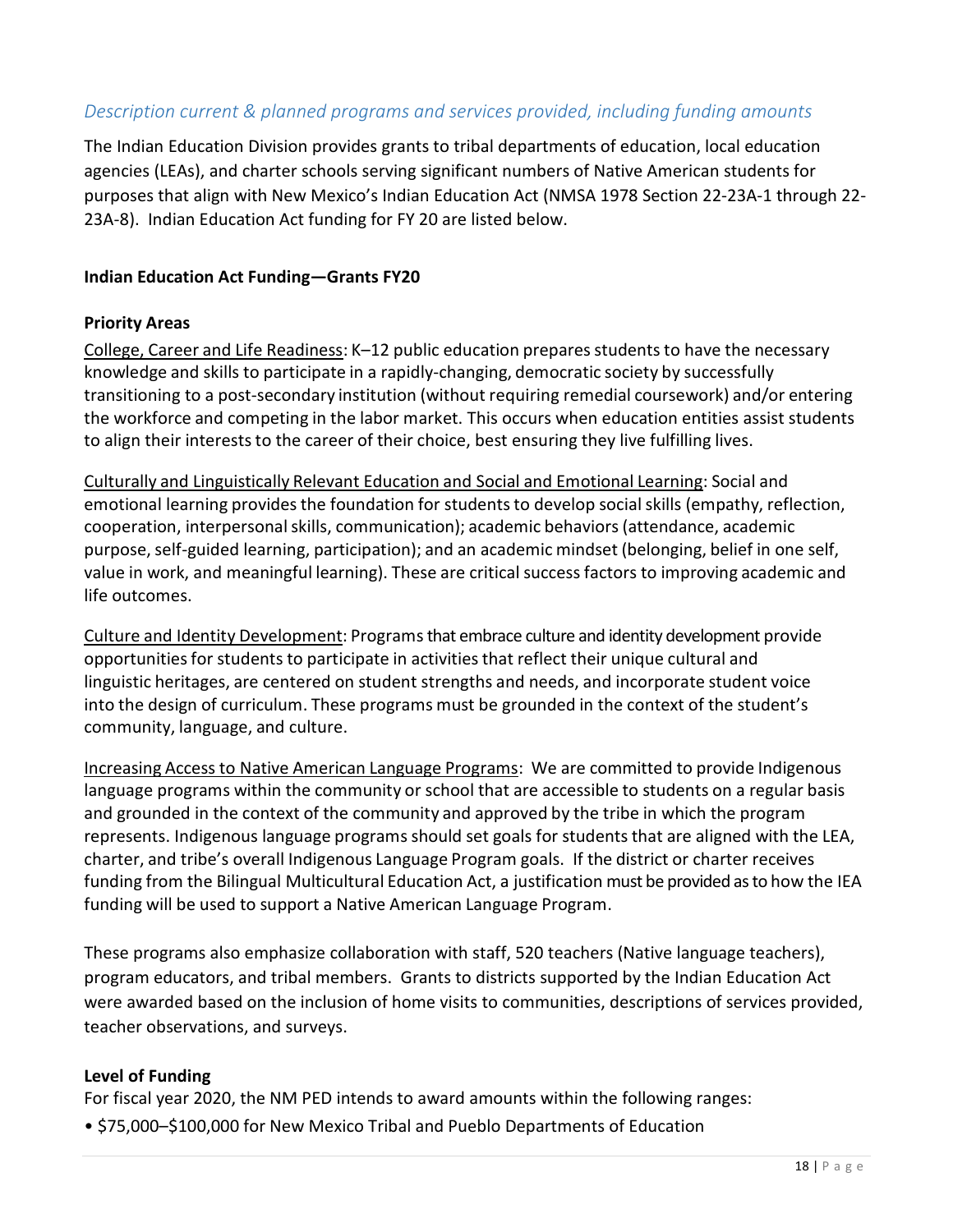## *Description current & planned programs and services provided, including funding amounts*

The Indian Education Division provides grants to tribal departments of education, local education agencies (LEAs), and charter schools serving significant numbers of Native American students for purposes that align with New Mexico's Indian Education Act (NMSA 1978 Section 22-23A-1 through 22-23A-8). Indian Education Act funding for FY 20 are listed below.

**Indian Education Act Funding—Grants FY20**

**Priority Areas**

College, Career and Life Readiness: K–12 public education prepares students to have the necessary knowledge and skills to participate in a rapidly-changing, democratic society by successfully transitioning to a post-secondary institution (without requiring remedial coursework) and/or entering the workforce and competing in the labor market. This occurs when education entities assist students to align their interests to the career of their choice, best ensuring they live fulfilling lives.

Culturally and Linguistically Relevant Education and Social and Emotional Learning: Social and emotional learning provides the foundation for students to develop social skills (empathy, reflection, cooperation, interpersonal skills, communication); academic behaviors (attendance, academic purpose, self-guided learning, participation); and an academic mindset (belonging, belief in one self, value in work, and meaningful learning). These are critical success factors to improving academic and life outcomes.

Culture and Identity Development: Programs that embrace culture and identity development provide opportunities for students to participate in activities that reflect their unique cultural and linguistic heritages, are centered on student strengths and needs, and incorporate student voice into the design of curriculum. These programs must be grounded in the context of the student's community, language, and culture.

Increasing Access to Native American Language Programs: We are committed to provide Indigenous language programs within the community or school that are accessible to students on a regular basis and grounded in the context of the community and approved by the tribe in which the program represents. Indigenous language programs should set goals for students that are aligned with the LEA, charter, and tribe's overall Indigenous Language Program goals. If the district or charter receives funding from the Bilingual Multicultural Education Act, a justification must be provided as to how the IEA funding will be used to support a Native American Language Program.

These programs also emphasize collaboration with staff, 520 teachers (Native language teachers), program educators, and tribal members. Grants to districts supported by the Indian Education Act were awarded based on the inclusion of home visits to communities, descriptions of services provided, teacher observations, and surveys.

**Level of Funding**

For fiscal year 2020, the NM PED intends to award amounts within the following ranges:

- $75,000–$100,000 for New Mexico Tribal and Pueblo Departments of Education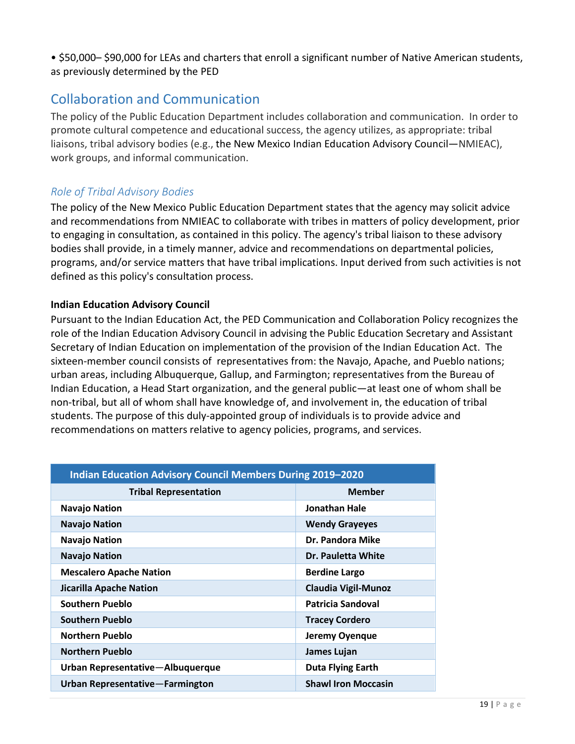• $50,000– $90,000 for LEAs and charters that enroll a significant number of Native American students, as previously determined by the PED

## Collaboration and Communication

The policy of the Public Education Department includes collaboration and communication. In order to promote cultural competence and educational success, the agency utilizes, as appropriate: tribal liaisons, tribal advisory bodies (e.g., the New Mexico Indian Education Advisory Council—NMIEAC), work groups, and informal communication.

### *Role of Tribal Advisory Bodies*

The policy of the New Mexico Public Education Department states that the agency may solicit advice and recommendations from NMIEAC to collaborate with tribes in matters of policy development, prior to engaging in consultation, as contained in this policy. The agency's tribal liaison to these advisory bodies shall provide, in a timely manner, advice and recommendations on departmental policies, programs, and/or service matters that have tribal implications. Input derived from such activities is not defined as this policy's consultation process.

**Indian Education Advisory Council**

Pursuant to the Indian Education Act, the PED Communication and Collaboration Policy recognizes the role of the Indian Education Advisory Council in advising the Public Education Secretary and Assistant Secretary of Indian Education on implementation of the provision of the Indian Education Act. The sixteen-member council consists of representatives from: the Navajo, Apache, and Pueblo nations; urban areas, including Albuquerque, Gallup, and Farmington; representatives from the Bureau of Indian Education, a Head Start organization, and the general public—at least one of whom shall be non-tribal, but all of whom shall have knowledge of, and involvement in, the education of tribal students. The purpose of this duly-appointed group of individuals is to provide advice and recommendations on matters relative to agency policies, programs, and services.

| Indian Education Advisory Council Members During 2019–2020 | |
|---|---|
| **Tribal Representation** | **Member** |
| **Navajo Nation** | **Jonathan Hale** |
| **Navajo Nation** | **Wendy Grayeyes** |
| **Navajo Nation** | **Dr. Pandora Mike** |
| **Navajo Nation** | **Dr. Pauletta White** |
| **Mescalero Apache Nation** | **Berdine Largo** |
| **Jicarilla Apache Nation** | **Claudia Vigil-Munoz** |
| **Southern Pueblo** | **Patricia Sandoval** |
| **Southern Pueblo** | **Tracey Cordero** |
| **Northern Pueblo** | **Jeremy Oyenque** |
| **Northern Pueblo** | **James Lujan** |
| **Urban Representative—Albuquerque** | **Duta Flying Earth** |
| **Urban Representative—Farmington** | **Shawl Iron Moccasin** |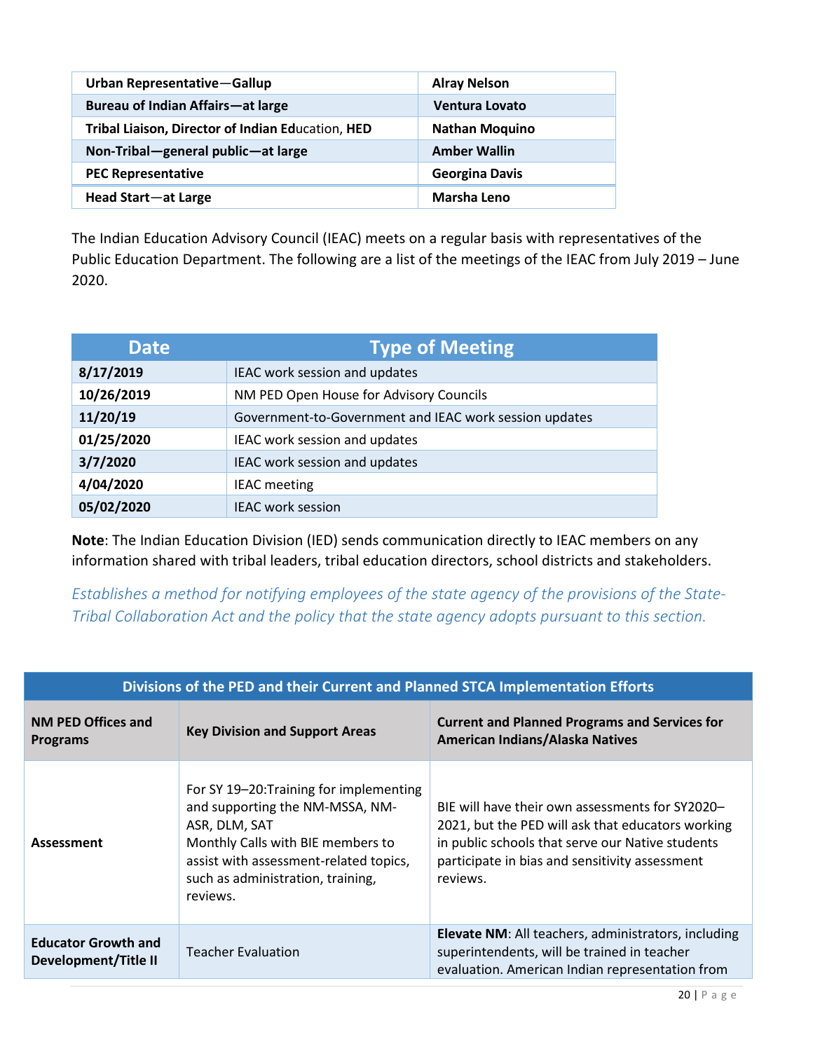| | |
|---|---|
| **Urban Representative—Gallup** | **Alray Nelson** |
| **Bureau of Indian Affairs—at large** | **Ventura Lovato** |
| **Tribal Liaison, Director of Indian Education, HED** | **Nathan Moquino** |
| **Non-Tribal—general public—at large** | **Amber Wallin** |
| **PEC Representative** | **Georgina Davis** |
| **Head Start—at Large** | **Marsha Leno** |

The Indian Education Advisory Council (IEAC) meets on a regular basis with representatives of the Public Education Department. The following are a list of the meetings of the IEAC from July 2019 – June 2020.

| Date | Type of Meeting |
|---|---|
| **8/17/2019** | IEAC work session and updates |
| **10/26/2019** | NM PED Open House for Advisory Councils |
| **11/20/19** | Government-to-Government and IEAC work session updates |
| **01/25/2020** | IEAC work session and updates |
| **3/7/2020** | IEAC work session and updates |
| **4/04/2020** | IEAC meeting |
| **05/02/2020** | IEAC work session |

**Note**: The Indian Education Division (IED) sends communication directly to IEAC members on any information shared with tribal leaders, tribal education directors, school districts and stakeholders.

*Establishes a method for notifying employees of the state agency of the provisions of the State-Tribal Collaboration Act and the policy that the state agency adopts pursuant to this section.*

| **Divisions of the PED and their Current and Planned STCA Implementation Efforts** | | |
|---|---|---|
| **NM PED Offices and Programs** | **Key Division and Support Areas** | **Current and Planned Programs and Services for American Indians/Alaska Natives** |
| **Assessment** | For SY 19–20:Training for implementing and supporting the NM-MSSA, NM-ASR, DLM, SAT<br>Monthly Calls with BIE members to assist with assessment-related topics, such as administration, training, reviews. | BIE will have their own assessments for SY2020–2021, but the PED will ask that educators working in public schools that serve our Native students participate in bias and sensitivity assessment reviews. |
| **Educator Growth and Development/Title II** | Teacher Evaluation | **Elevate NM**: All teachers, administrators, including superintendents, will be trained in teacher evaluation. American Indian representation from |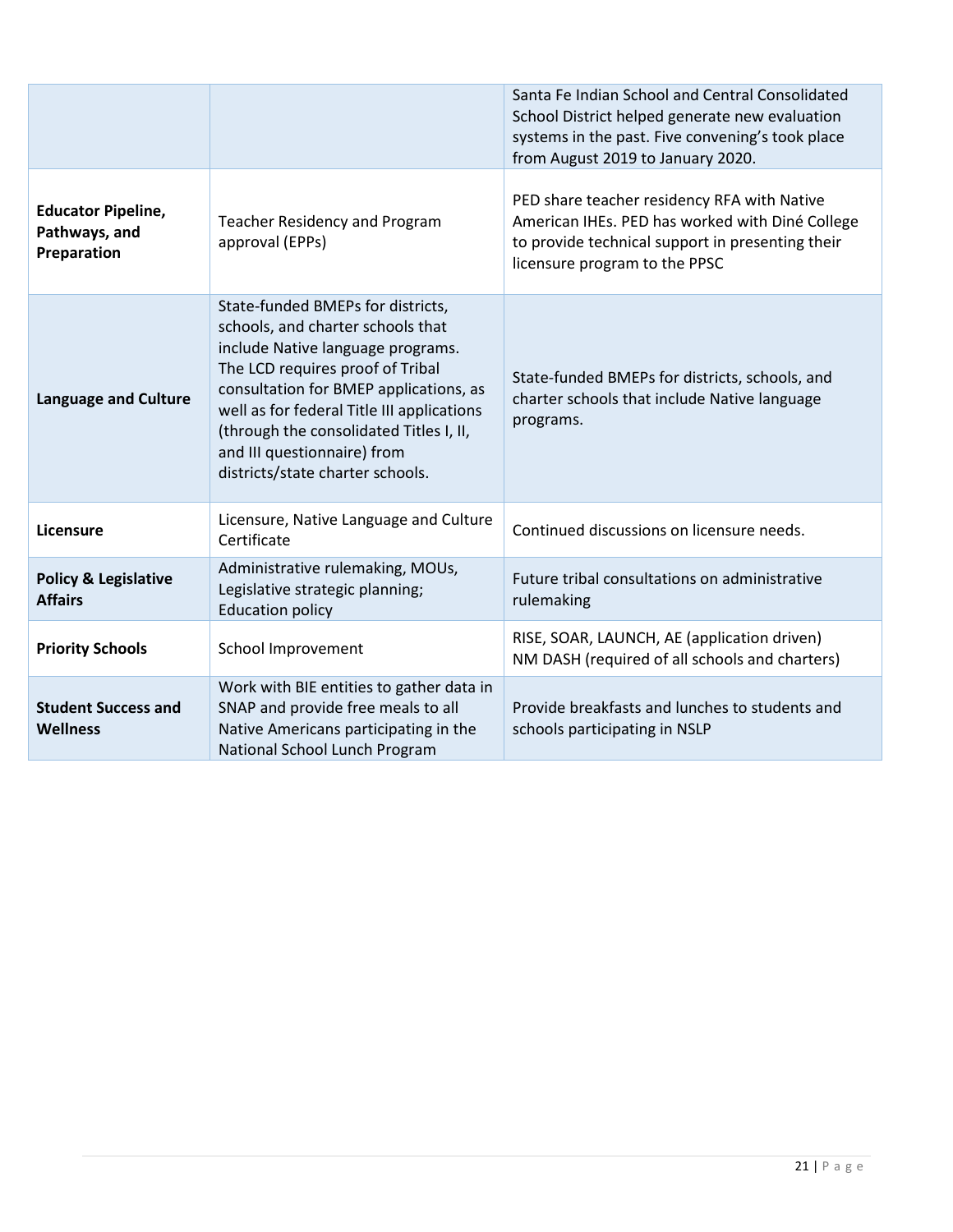| | | |
|---|---|---|
| | | Santa Fe Indian School and Central Consolidated School District helped generate new evaluation systems in the past. Five convening's took place from August 2019 to January 2020. |
| **Educator Pipeline, Pathways, and Preparation** | Teacher Residency and Program approval (EPPs) | PED share teacher residency RFA with Native American IHEs. PED has worked with Diné College to provide technical support in presenting their licensure program to the PPSC |
| **Language and Culture** | State-funded BMEPs for districts, schools, and charter schools that include Native language programs. The LCD requires proof of Tribal consultation for BMEP applications, as well as for federal Title III applications (through the consolidated Titles I, II, and III questionnaire) from districts/state charter schools. | State-funded BMEPs for districts, schools, and charter schools that include Native language programs. |
| **Licensure** | Licensure, Native Language and Culture Certificate | Continued discussions on licensure needs. |
| **Policy & Legislative Affairs** | Administrative rulemaking, MOUs, Legislative strategic planning; Education policy | Future tribal consultations on administrative rulemaking |
| **Priority Schools** | School Improvement | RISE, SOAR, LAUNCH, AE (application driven) NM DASH (required of all schools and charters) |
| **Student Success and Wellness** | Work with BIE entities to gather data in SNAP and provide free meals to all Native Americans participating in the National School Lunch Program | Provide breakfasts and lunches to students and schools participating in NSLP |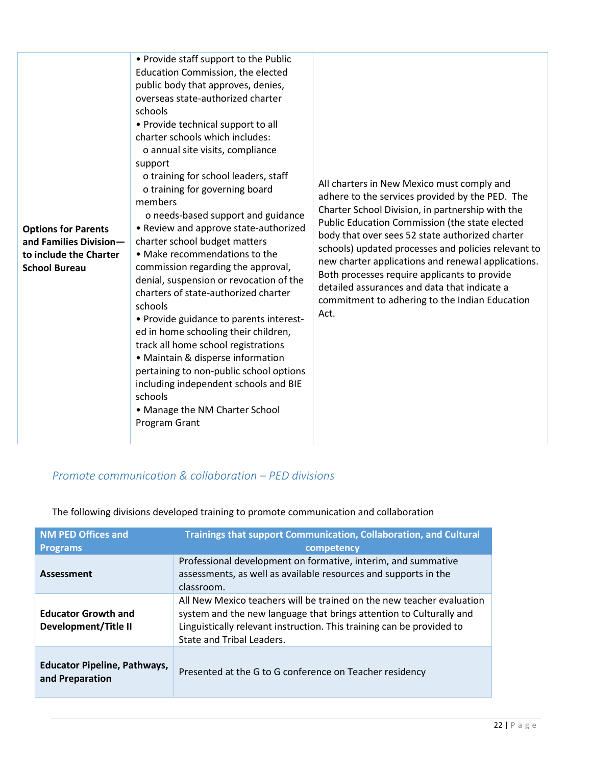| | | |
|---|---|---|
| **Options for Parents and Families Division—to include the Charter School Bureau** | • Provide staff support to the Public Education Commission, the elected public body that approves, denies, overseas state-authorized charter schools<br>• Provide technical support to all charter schools which includes:<br>o annual site visits, compliance support<br>o training for school leaders, staff<br>o training for governing board members<br>o needs-based support and guidance<br>• Review and approve state-authorized charter school budget matters<br>• Make recommendations to the commission regarding the approval, denial, suspension or revocation of the charters of state-authorized charter schools<br>• Provide guidance to parents interest-ed in home schooling their children, track all home school registrations<br>• Maintain & disperse information pertaining to non-public school options including independent schools and BIE schools<br>• Manage the NM Charter School Program Grant | All charters in New Mexico must comply and adhere to the services provided by the PED. The Charter School Division, in partnership with the Public Education Commission (the state elected body that over sees 52 state authorized charter schools) updated processes and policies relevant to new charter applications and renewal applications. Both processes require applicants to provide detailed assurances and data that indicate a commitment to adhering to the Indian Education Act. |

## *Promote communication & collaboration – PED divisions*

The following divisions developed training to promote communication and collaboration

| NM PED Offices and Programs | Trainings that support Communication, Collaboration, and Cultural competency |
|---|---|
| **Assessment** | Professional development on formative, interim, and summative assessments, as well as available resources and supports in the classroom. |
| **Educator Growth and Development/Title II** | All New Mexico teachers will be trained on the new teacher evaluation system and the new language that brings attention to Culturally and Linguistically relevant instruction. This training can be provided to State and Tribal Leaders. |
| **Educator Pipeline, Pathways, and Preparation** | Presented at the G to G conference on Teacher residency |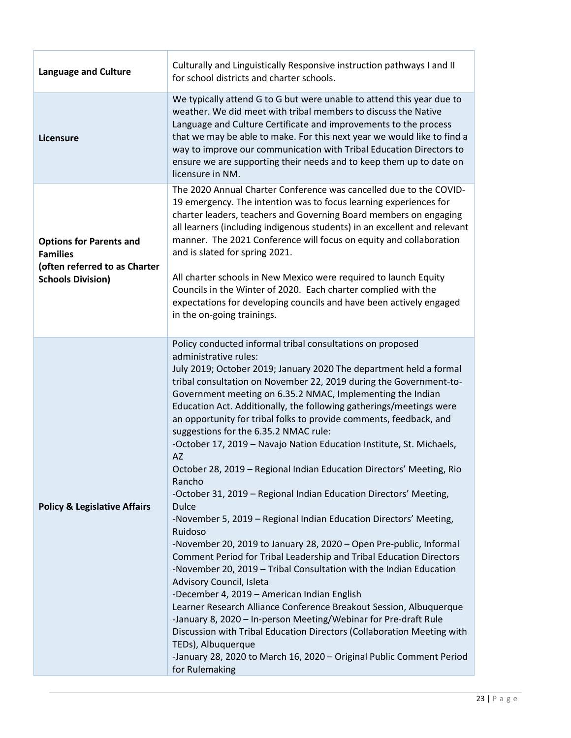| | |
|---|---|
| **Language and Culture** | Culturally and Linguistically Responsive instruction pathways I and II for school districts and charter schools. |
| **Licensure** | We typically attend G to G but were unable to attend this year due to weather. We did meet with tribal members to discuss the Native Language and Culture Certificate and improvements to the process that we may be able to make. For this next year we would like to find a way to improve our communication with Tribal Education Directors to ensure we are supporting their needs and to keep them up to date on licensure in NM. |
| **Options for Parents and Families (often referred to as Charter Schools Division)** | The 2020 Annual Charter Conference was cancelled due to the COVID-19 emergency. The intention was to focus learning experiences for charter leaders, teachers and Governing Board members on engaging all learners (including indigenous students) in an excellent and relevant manner. The 2021 Conference will focus on equity and collaboration and is slated for spring 2021.<br><br>All charter schools in New Mexico were required to launch Equity Councils in the Winter of 2020. Each charter complied with the expectations for developing councils and have been actively engaged in the on-going trainings. |
| **Policy & Legislative Affairs** | Policy conducted informal tribal consultations on proposed administrative rules:<br>July 2019; October 2019; January 2020 The department held a formal tribal consultation on November 22, 2019 during the Government-to-Government meeting on 6.35.2 NMAC, Implementing the Indian Education Act. Additionally, the following gatherings/meetings were an opportunity for tribal folks to provide comments, feedback, and suggestions for the 6.35.2 NMAC rule:<br>-October 17, 2019 – Navajo Nation Education Institute, St. Michaels, AZ<br>October 28, 2019 – Regional Indian Education Directors' Meeting, Rio Rancho<br>-October 31, 2019 – Regional Indian Education Directors' Meeting, Dulce<br>-November 5, 2019 – Regional Indian Education Directors' Meeting, Ruidoso<br>-November 20, 2019 to January 28, 2020 – Open Pre-public, Informal Comment Period for Tribal Leadership and Tribal Education Directors<br>-November 20, 2019 – Tribal Consultation with the Indian Education Advisory Council, Isleta<br>-December 4, 2019 – American Indian English Learner Research Alliance Conference Breakout Session, Albuquerque<br>-January 8, 2020 – In-person Meeting/Webinar for Pre-draft Rule Discussion with Tribal Education Directors (Collaboration Meeting with TEDs), Albuquerque<br>-January 28, 2020 to March 16, 2020 – Original Public Comment Period for Rulemaking |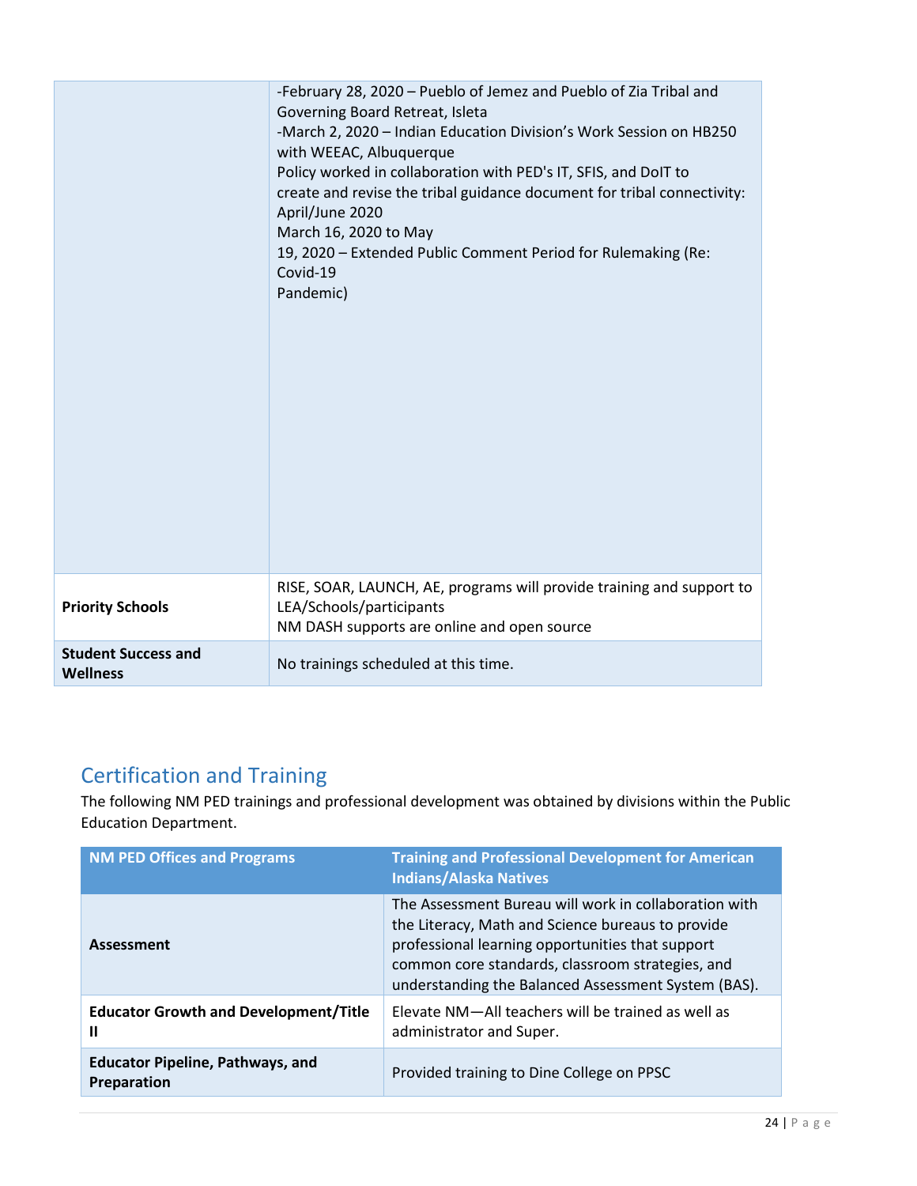| | |
|---|---|
| | -February 28, 2020 – Pueblo of Jemez and Pueblo of Zia Tribal and Governing Board Retreat, Isleta<br>-March 2, 2020 – Indian Education Division's Work Session on HB250 with WEEAC, Albuquerque<br>Policy worked in collaboration with PED's IT, SFIS, and DoIT to create and revise the tribal guidance document for tribal connectivity: April/June 2020<br>March 16, 2020 to May<br>19, 2020 – Extended Public Comment Period for Rulemaking (Re: Covid-19<br>Pandemic) |
| **Priority Schools** | RISE, SOAR, LAUNCH, AE, programs will provide training and support to LEA/Schools/participants<br>NM DASH supports are online and open source |
| **Student Success and Wellness** | No trainings scheduled at this time. |

## Certification and Training

The following NM PED trainings and professional development was obtained by divisions within the Public Education Department.

| NM PED Offices and Programs | Training and Professional Development for American Indians/Alaska Natives |
|---|---|
| **Assessment** | The Assessment Bureau will work in collaboration with the Literacy, Math and Science bureaus to provide professional learning opportunities that support common core standards, classroom strategies, and understanding the Balanced Assessment System (BAS). |
| **Educator Growth and Development/Title II** | Elevate NM—All teachers will be trained as well as administrator and Super. |
| **Educator Pipeline, Pathways, and Preparation** | Provided training to Dine College on PPSC |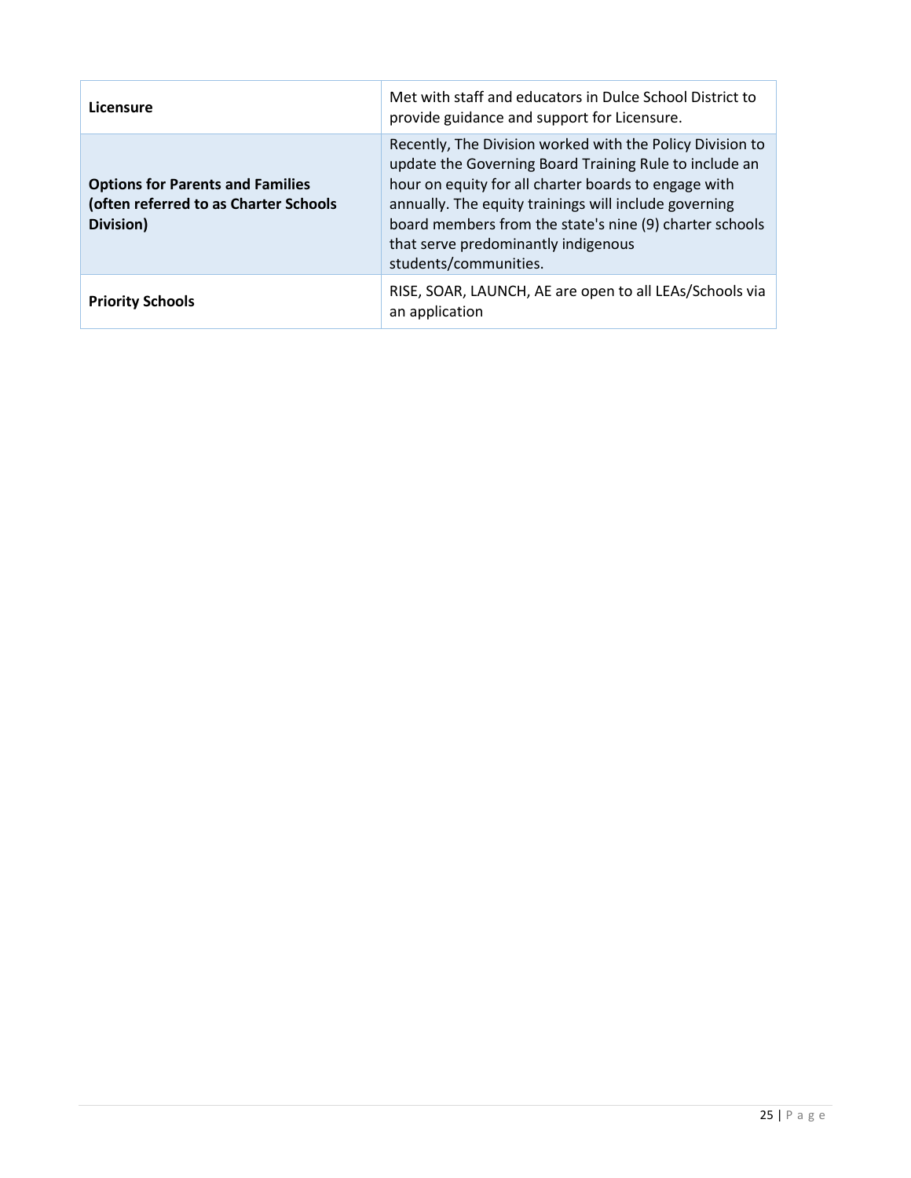| | |
|---|---|
| **Licensure** | Met with staff and educators in Dulce School District to provide guidance and support for Licensure. |
| **Options for Parents and Families (often referred to as Charter Schools Division)** | Recently, The Division worked with the Policy Division to update the Governing Board Training Rule to include an hour on equity for all charter boards to engage with annually. The equity trainings will include governing board members from the state's nine (9) charter schools that serve predominantly indigenous students/communities. |
| **Priority Schools** | RISE, SOAR, LAUNCH, AE are open to all LEAs/Schools via an application |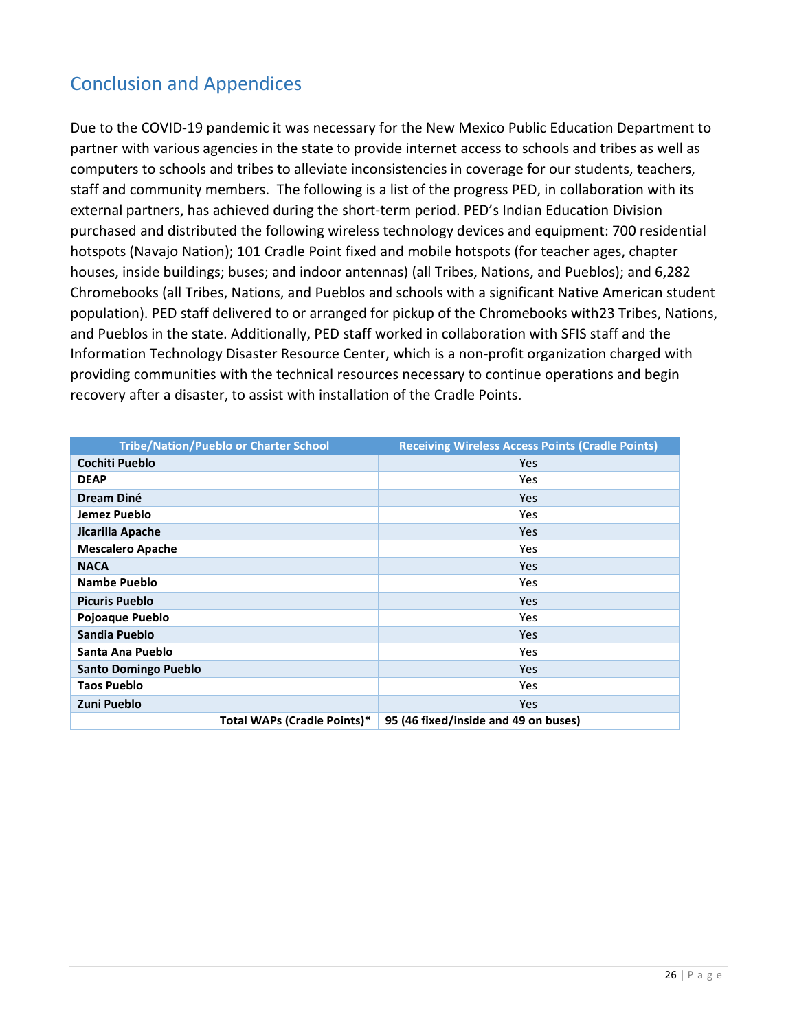## Conclusion and Appendices

Due to the COVID-19 pandemic it was necessary for the New Mexico Public Education Department to partner with various agencies in the state to provide internet access to schools and tribes as well as computers to schools and tribes to alleviate inconsistencies in coverage for our students, teachers, staff and community members. The following is a list of the progress PED, in collaboration with its external partners, has achieved during the short-term period. PED's Indian Education Division purchased and distributed the following wireless technology devices and equipment: 700 residential hotspots (Navajo Nation); 101 Cradle Point fixed and mobile hotspots (for teacher ages, chapter houses, inside buildings; buses; and indoor antennas) (all Tribes, Nations, and Pueblos); and 6,282 Chromebooks (all Tribes, Nations, and Pueblos and schools with a significant Native American student population). PED staff delivered to or arranged for pickup of the Chromebooks with23 Tribes, Nations, and Pueblos in the state. Additionally, PED staff worked in collaboration with SFIS staff and the Information Technology Disaster Resource Center, which is a non-profit organization charged with providing communities with the technical resources necessary to continue operations and begin recovery after a disaster, to assist with installation of the Cradle Points.

| Tribe/Nation/Pueblo or Charter School | Receiving Wireless Access Points (Cradle Points) |
|---|---|
| **Cochiti Pueblo** | Yes |
| **DEAP** | Yes |
| **Dream Diné** | Yes |
| **Jemez Pueblo** | Yes |
| **Jicarilla Apache** | Yes |
| **Mescalero Apache** | Yes |
| **NACA** | Yes |
| **Nambe Pueblo** | Yes |
| **Picuris Pueblo** | Yes |
| **Pojoaque Pueblo** | Yes |
| **Sandia Pueblo** | Yes |
| **Santa Ana Pueblo** | Yes |
| **Santo Domingo Pueblo** | Yes |
| **Taos Pueblo** | Yes |
| **Zuni Pueblo** | Yes |
| **Total WAPs (Cradle Points)*** | **95 (46 fixed/inside and 49 on buses)** |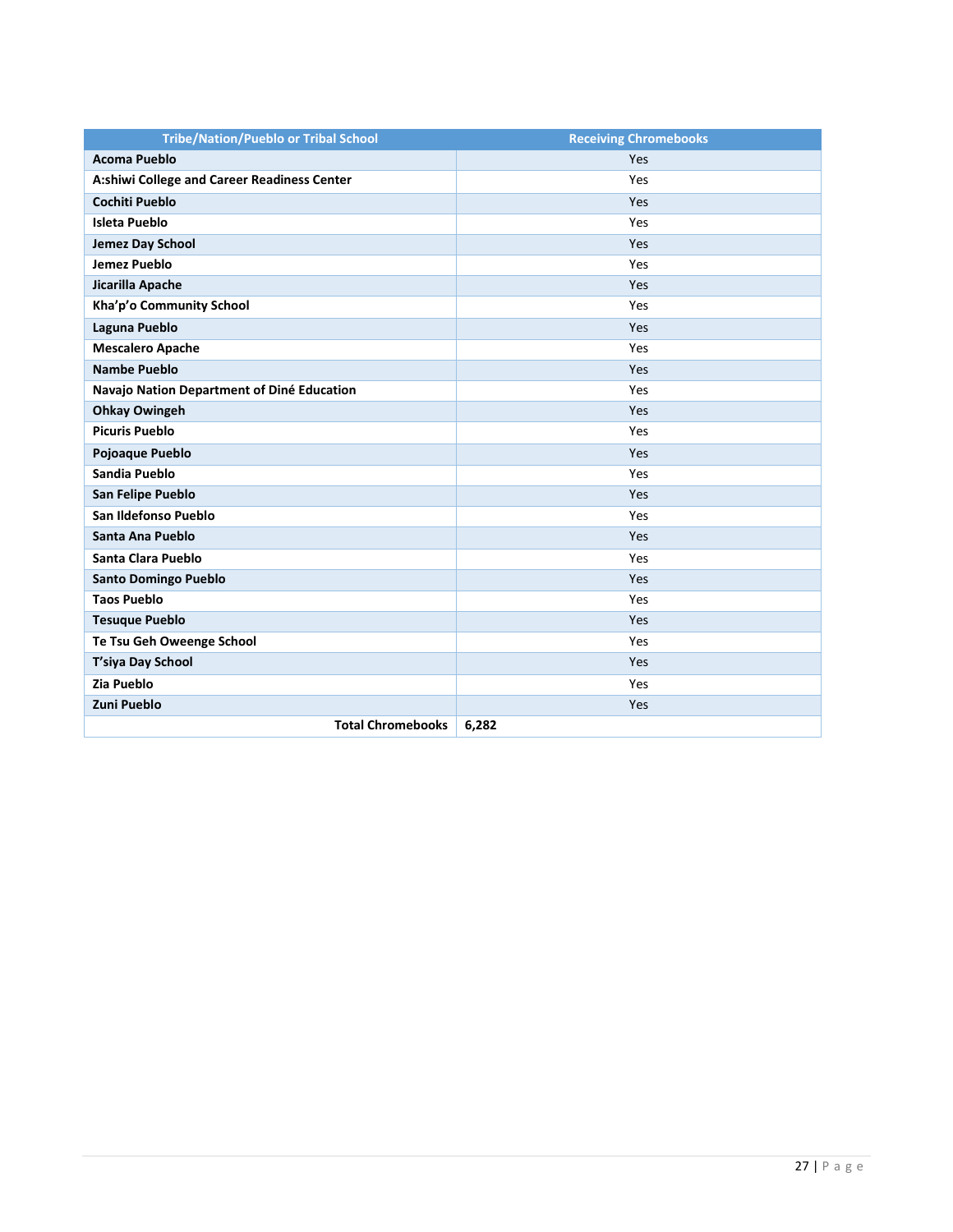| Tribe/Nation/Pueblo or Tribal School | Receiving Chromebooks |
|---|---|
| **Acoma Pueblo** | Yes |
| **A:shiwi College and Career Readiness Center** | Yes |
| **Cochiti Pueblo** | Yes |
| **Isleta Pueblo** | Yes |
| **Jemez Day School** | Yes |
| **Jemez Pueblo** | Yes |
| **Jicarilla Apache** | Yes |
| **Kha'p'o Community School** | Yes |
| **Laguna Pueblo** | Yes |
| **Mescalero Apache** | Yes |
| **Nambe Pueblo** | Yes |
| **Navajo Nation Department of Diné Education** | Yes |
| **Ohkay Owingeh** | Yes |
| **Picuris Pueblo** | Yes |
| **Pojoaque Pueblo** | Yes |
| **Sandia Pueblo** | Yes |
| **San Felipe Pueblo** | Yes |
| **San Ildefonso Pueblo** | Yes |
| **Santa Ana Pueblo** | Yes |
| **Santa Clara Pueblo** | Yes |
| **Santo Domingo Pueblo** | Yes |
| **Taos Pueblo** | Yes |
| **Tesuque Pueblo** | Yes |
| **Te Tsu Geh Oweenge School** | Yes |
| **T'siya Day School** | Yes |
| **Zia Pueblo** | Yes |
| **Zuni Pueblo** | Yes |
| **Total Chromebooks** | **6,282** |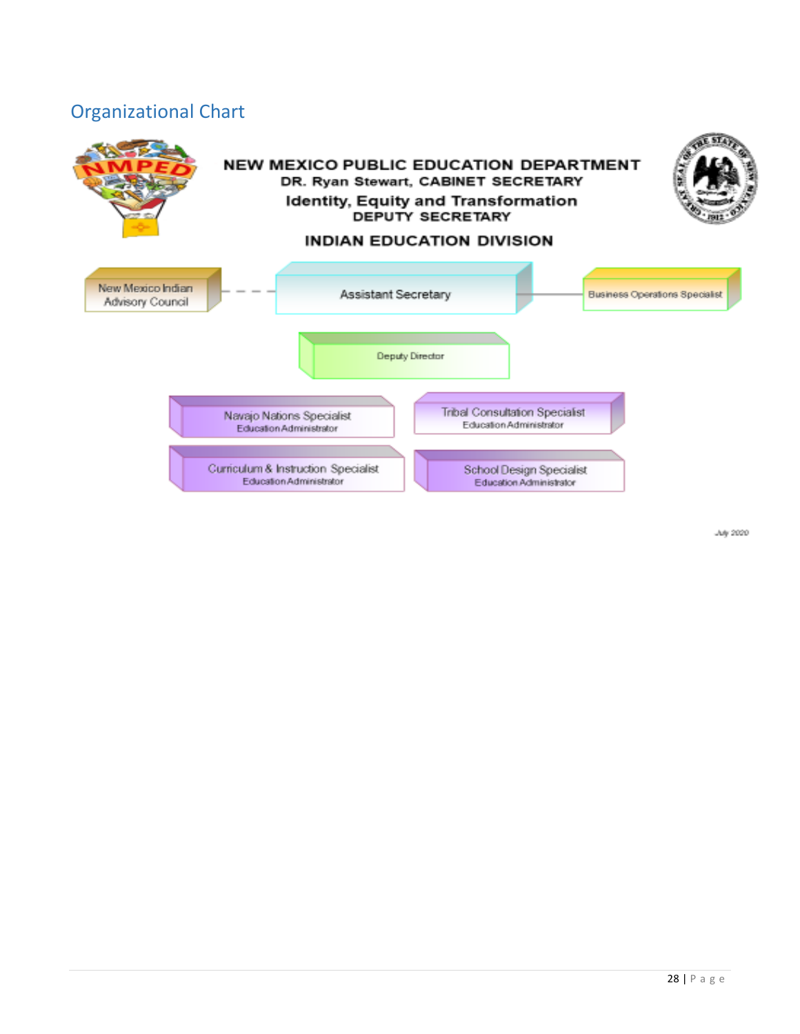## Organizational Chart

NEW MEXICO PUBLIC EDUCATION DEPARTMENT

DR. Ryan Stewart, CABINET SECRETARY

Identity, Equity and Transformation

DEPUTY SECRETARY

INDIAN EDUCATION DIVISION

New Mexico Indian Advisory Council

Assistant Secretary

Business Operations Specialist

Deputy Director

Navajo Nations Specialist
Education Administrator

Tribal Consultation Specialist
Education Administrator

Curriculum & Instruction Specialist
Education Administrator

School Design Specialist
Education Administrator

July 2020